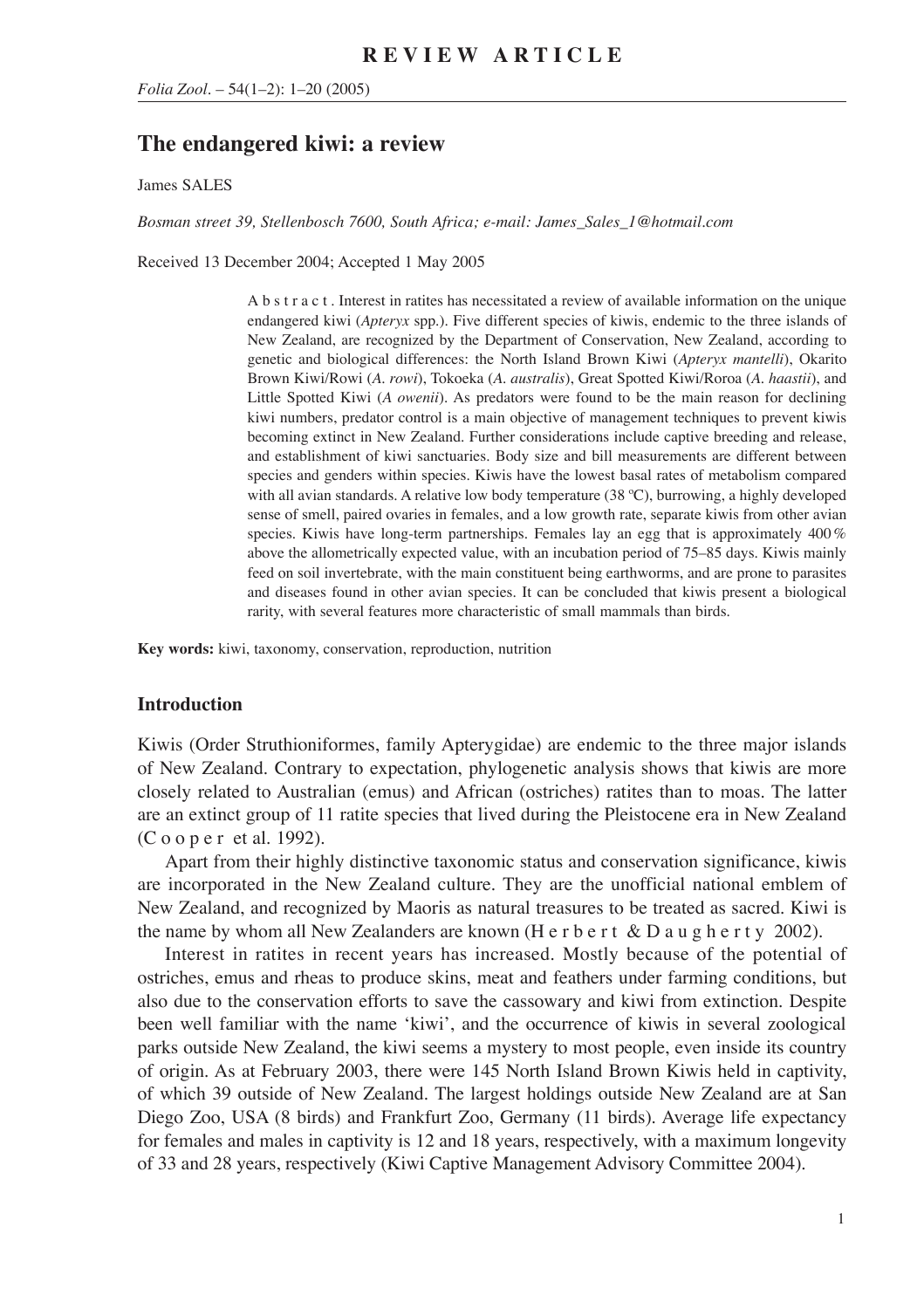**REVIEW ARTICLE**

# The endangered kiwi: a review

James SALES

*Bosman street 39, Stellenbosch 7600, South Africa; e-mail: James_Sales_1@hotmail.com*

Received 13 December 2004; Accepted 1 May 2005

Abstract. Interest in ratites has necessitated a review of available information on the unique endangered kiwi (*Apteryx* spp.). Five different species of kiwis, endemic to the three islands of New Zealand, are recognized by the Department of Conservation, New Zealand, according to genetic and biological differences: the North Island Brown Kiwi (*Apteryx mantelli*), Okarito Brown Kiwi/Rowi (*A. rowi*), Tokoeka (*A. australis*), Great Spotted Kiwi/Roroa (*A. haastii*), and Little Spotted Kiwi (*A owenii*). As predators were found to be the main reason for declining kiwi numbers, predator control is a main objective of management techniques to prevent kiwis becoming extinct in New Zealand. Further considerations include captive breeding and release, and establishment of kiwi sanctuaries. Body size and bill measurements are different between species and genders within species. Kiwis have the lowest basal rates of metabolism compared with all avian standards. A relative low body temperature (38 ºC), burrowing, a highly developed sense of smell, paired ovaries in females, and a low growth rate, separate kiwis from other avian species. Kiwis have long-term partnerships. Females lay an egg that is approximately 400 % above the allometrically expected value, with an incubation period of 75–85 days. Kiwis mainly feed on soil invertebrate, with the main constituent being earthworms, and are prone to parasites and diseases found in other avian species. It can be concluded that kiwis present a biological rarity, with several features more characteristic of small mammals than birds.

**Key words:** kiwi, taxonomy, conservation, reproduction, nutrition

## Introduction

Kiwis (Order Struthioniformes, family Apterygidae) are endemic to the three major islands of New Zealand. Contrary to expectation, phylogenetic analysis shows that kiwis are more closely related to Australian (emus) and African (ostriches) ratites than to moas. The latter are an extinct group of 11 ratite species that lived during the Pleistocene era in New Zealand (Cooper et al. 1992).

Apart from their highly distinctive taxonomic status and conservation significance, kiwis are incorporated in the New Zealand culture. They are the unofficial national emblem of New Zealand, and recognized by Maoris as natural treasures to be treated as sacred. Kiwi is the name by whom all New Zealanders are known (Herbert & Daugherty 2002).

Interest in ratites in recent years has increased. Mostly because of the potential of ostriches, emus and rheas to produce skins, meat and feathers under farming conditions, but also due to the conservation efforts to save the cassowary and kiwi from extinction. Despite been well familiar with the name 'kiwi', and the occurrence of kiwis in several zoological parks outside New Zealand, the kiwi seems a mystery to most people, even inside its country of origin. As at February 2003, there were 145 North Island Brown Kiwis held in captivity, of which 39 outside of New Zealand. The largest holdings outside New Zealand are at San Diego Zoo, USA (8 birds) and Frankfurt Zoo, Germany (11 birds). Average life expectancy for females and males in captivity is 12 and 18 years, respectively, with a maximum longevity of 33 and 28 years, respectively (Kiwi Captive Management Advisory Committee 2004).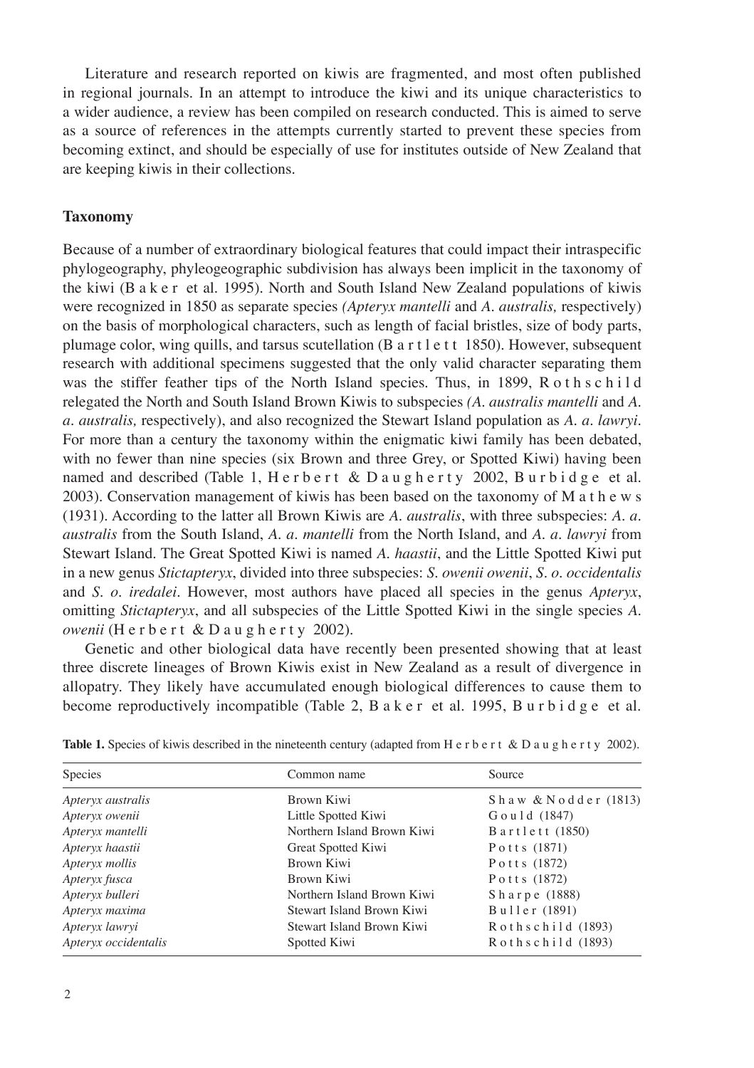Literature and research reported on kiwis are fragmented, and most often published in regional journals. In an attempt to introduce the kiwi and its unique characteristics to a wider audience, a review has been compiled on research conducted. This is aimed to serve as a source of references in the attempts currently started to prevent these species from becoming extinct, and should be especially of use for institutes outside of New Zealand that are keeping kiwis in their collections.

## Taxonomy

Because of a number of extraordinary biological features that could impact their intraspecific phylogeography, phyleogeographic subdivision has always been implicit in the taxonomy of the kiwi (Baker et al. 1995). North and South Island New Zealand populations of kiwis were recognized in 1850 as separate species *(Apteryx mantelli* and *A. australis,* respectively) on the basis of morphological characters, such as length of facial bristles, size of body parts, plumage color, wing quills, and tarsus scutellation (Bartlett 1850). However, subsequent research with additional specimens suggested that the only valid character separating them was the stiffer feather tips of the North Island species. Thus, in 1899, Rothschild relegated the North and South Island Brown Kiwis to subspecies *(A. australis mantelli* and *A. a. australis,* respectively), and also recognized the Stewart Island population as *A. a. lawryi*. For more than a century the taxonomy within the enigmatic kiwi family has been debated, with no fewer than nine species (six Brown and three Grey, or Spotted Kiwi) having been named and described (Table 1, Herbert & Daugherty 2002, Burbidge et al. 2003). Conservation management of kiwis has been based on the taxonomy of Mathews (1931). According to the latter all Brown Kiwis are *A. australis*, with three subspecies: *A. a. australis* from the South Island, *A. a. mantelli* from the North Island, and *A. a. lawryi* from Stewart Island. The Great Spotted Kiwi is named *A. haastii*, and the Little Spotted Kiwi put in a new genus *Stictapteryx*, divided into three subspecies: *S. owenii owenii*, *S. o. occidentalis* and *S. o. iredalei*. However, most authors have placed all species in the genus *Apteryx*, omitting *Stictapteryx*, and all subspecies of the Little Spotted Kiwi in the single species *A. owenii* (Herbert & Daugherty 2002).

Genetic and other biological data have recently been presented showing that at least three discrete lineages of Brown Kiwis exist in New Zealand as a result of divergence in allopatry. They likely have accumulated enough biological differences to cause them to become reproductively incompatible (Table 2, Baker et al. 1995, Burbidge et al.

**Table 1.** Species of kiwis described in the nineteenth century (adapted from Herbert & Daugherty 2002).

| Species | Common name | Source |
|---|---|---|
| *Apteryx australis* | Brown Kiwi | Shaw & Nodder (1813) |
| *Apteryx owenii* | Little Spotted Kiwi | Gould (1847) |
| *Apteryx mantelli* | Northern Island Brown Kiwi | Bartlett (1850) |
| *Apteryx haastii* | Great Spotted Kiwi | Potts (1871) |
| *Apteryx mollis* | Brown Kiwi | Potts (1872) |
| *Apteryx fusca* | Brown Kiwi | Potts (1872) |
| *Apteryx bulleri* | Northern Island Brown Kiwi | Sharpe (1888) |
| *Apteryx maxima* | Stewart Island Brown Kiwi | Buller (1891) |
| *Apteryx lawryi* | Stewart Island Brown Kiwi | Rothschild (1893) |
| *Apteryx occidentalis* | Spotted Kiwi | Rothschild (1893) |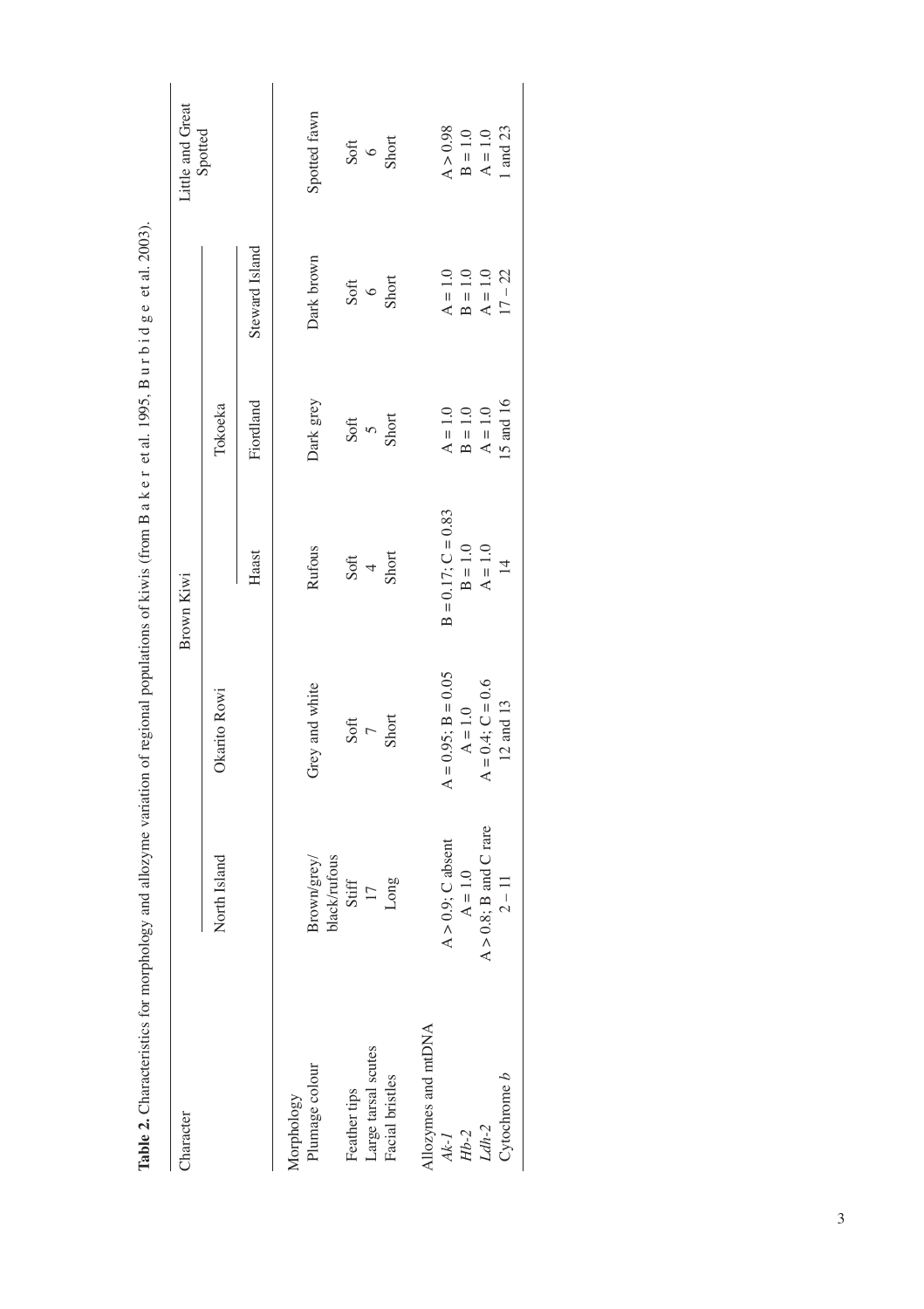**Table 2.** Characteristics for morphology and allozyme variation of regional populations of kiwis (from B a k e r et al. 1995, B u r b i d g e et al. 2003).

| Character | Brown Kiwi | | | | | Little and Great Spotted |
|---|---|---|---|---|---|---|
| | North Island | Okarito Rowi | Haast | Tokoeka | | |
| | | | | Fiordland | Steward Island | |
| Morphology | | | | | | |
| Plumage colour | Brown/grey/ black/rufous | Grey and white | Rufous | Dark grey | Dark brown | Spotted fawn |
| Feather tips | Stiff | Soft | Soft | Soft | Soft | Soft |
| Large tarsal scutes | 17 | 7 | 4 | 5 | 6 | 6 |
| Facial bristles | Long | Short | Short | Short | Short | Short |
| Allozymes and mtDNA | | | | | | |
| *Ak-1* | A > 0.9; C absent | A = 0.95; B = 0.05 | B = 0.17; C = 0.83 | A = 1.0 | A = 1.0 | A > 0.98 |
| *Hb-2* | A = 1.0 | A = 1.0 | B = 1.0 | B = 1.0 | B = 1.0 | B = 1.0 |
| *Ldh-2* | A > 0.8; B and C rare | A = 0.4; C = 0.6 | A = 1.0 | A = 1.0 | A = 1.0 | A = 1.0 |
| Cytochrome *b* | 2 – 11 | 12 and 13 | 14 | 15 and 16 | 17 – 22 | 1 and 23 |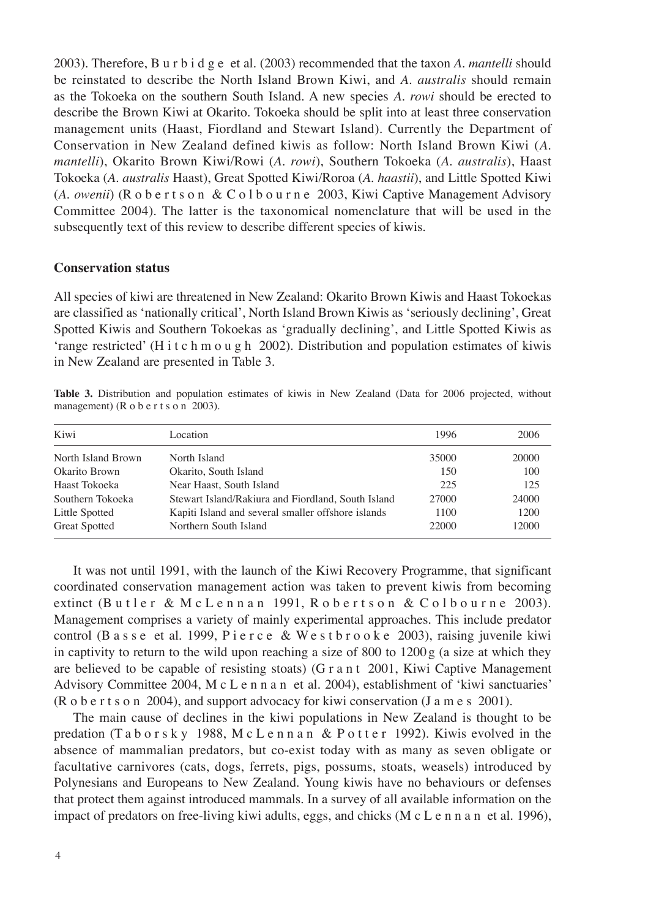2003). Therefore, Burbidge et al. (2003) recommended that the taxon *A. mantelli* should be reinstated to describe the North Island Brown Kiwi, and *A. australis* should remain as the Tokoeka on the southern South Island. A new species *A. rowi* should be erected to describe the Brown Kiwi at Okarito. Tokoeka should be split into at least three conservation management units (Haast, Fiordland and Stewart Island). Currently the Department of Conservation in New Zealand defined kiwis as follow: North Island Brown Kiwi (*A. mantelli*), Okarito Brown Kiwi/Rowi (*A. rowi*), Southern Tokoeka (*A. australis*), Haast Tokoeka (*A. australis* Haast), Great Spotted Kiwi/Roroa (*A. haastii*), and Little Spotted Kiwi (*A. owenii*) (Robertson & Colbourne 2003, Kiwi Captive Management Advisory Committee 2004). The latter is the taxonomical nomenclature that will be used in the subsequently text of this review to describe different species of kiwis.

## Conservation status

All species of kiwi are threatened in New Zealand: Okarito Brown Kiwis and Haast Tokoekas are classified as 'nationally critical', North Island Brown Kiwis as 'seriously declining', Great Spotted Kiwis and Southern Tokoekas as 'gradually declining', and Little Spotted Kiwis as 'range restricted' (Hitchmough 2002). Distribution and population estimates of kiwis in New Zealand are presented in Table 3.

**Table 3.** Distribution and population estimates of kiwis in New Zealand (Data for 2006 projected, without management) (Robertson 2003).

| Kiwi | Location | 1996 | 2006 |
|---|---|---|---|
| North Island Brown | North Island | 35000 | 20000 |
| Okarito Brown | Okarito, South Island | 150 | 100 |
| Haast Tokoeka | Near Haast, South Island | 225 | 125 |
| Southern Tokoeka | Stewart Island/Rakiura and Fiordland, South Island | 27000 | 24000 |
| Little Spotted | Kapiti Island and several smaller offshore islands | 1100 | 1200 |
| Great Spotted | Northern South Island | 22000 | 12000 |

It was not until 1991, with the launch of the Kiwi Recovery Programme, that significant coordinated conservation management action was taken to prevent kiwis from becoming extinct (Butler & McLennan 1991, Robertson & Colbourne 2003). Management comprises a variety of mainly experimental approaches. This include predator control (Basse et al. 1999, Pierce & Westbrooke 2003), raising juvenile kiwi in captivity to return to the wild upon reaching a size of 800 to 1200 g (a size at which they are believed to be capable of resisting stoats) (Grant 2001, Kiwi Captive Management Advisory Committee 2004, McLennan et al. 2004), establishment of 'kiwi sanctuaries' (Robertson 2004), and support advocacy for kiwi conservation (James 2001).

The main cause of declines in the kiwi populations in New Zealand is thought to be predation (Taborsky 1988, McLennan & Potter 1992). Kiwis evolved in the absence of mammalian predators, but co-exist today with as many as seven obligate or facultative carnivores (cats, dogs, ferrets, pigs, possums, stoats, weasels) introduced by Polynesians and Europeans to New Zealand. Young kiwis have no behaviours or defenses that protect them against introduced mammals. In a survey of all available information on the impact of predators on free-living kiwi adults, eggs, and chicks (McLennan et al. 1996),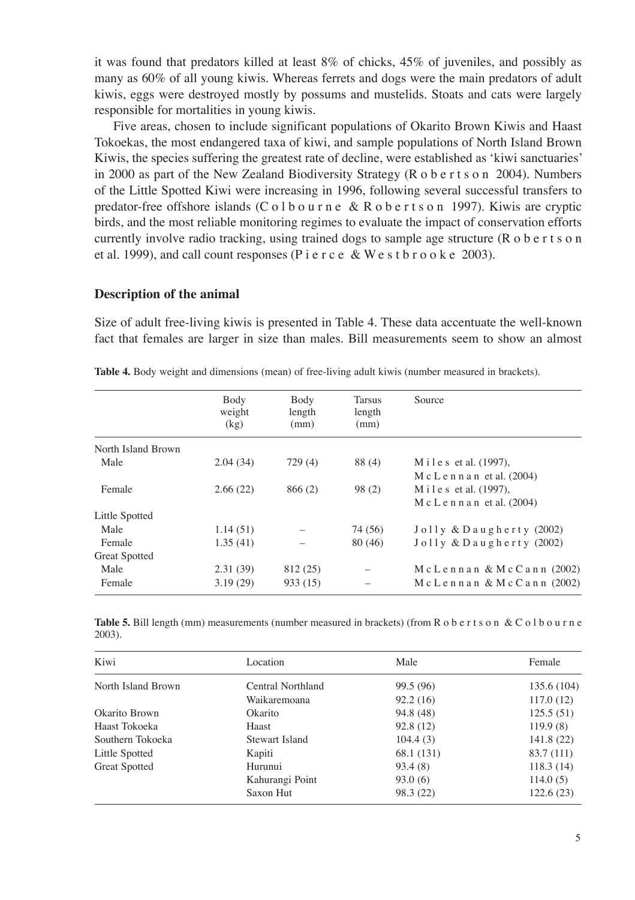it was found that predators killed at least 8% of chicks, 45% of juveniles, and possibly as many as 60% of all young kiwis. Whereas ferrets and dogs were the main predators of adult kiwis, eggs were destroyed mostly by possums and mustelids. Stoats and cats were largely responsible for mortalities in young kiwis.

Five areas, chosen to include significant populations of Okarito Brown Kiwis and Haast Tokoekas, the most endangered taxa of kiwi, and sample populations of North Island Brown Kiwis, the species suffering the greatest rate of decline, were established as 'kiwi sanctuaries' in 2000 as part of the New Zealand Biodiversity Strategy (Robertson 2004). Numbers of the Little Spotted Kiwi were increasing in 1996, following several successful transfers to predator-free offshore islands (Colbourne & Robertson 1997). Kiwis are cryptic birds, and the most reliable monitoring regimes to evaluate the impact of conservation efforts currently involve radio tracking, using trained dogs to sample age structure (Robertson et al. 1999), and call count responses (Pierce & Westbrooke 2003).

## Description of the animal

Size of adult free-living kiwis is presented in Table 4. These data accentuate the well-known fact that females are larger in size than males. Bill measurements seem to show an almost

**Table 4.** Body weight and dimensions (mean) of free-living adult kiwis (number measured in brackets).

| | Body weight (kg) | Body length (mm) | Tarsus length (mm) | Source |
|---|---|---|---|---|
| North Island Brown | | | | |
| Male | 2.04 (34) | 729 (4) | 88 (4) | Miles et al. (1997), McLennan et al. (2004) |
| Female | 2.66 (22) | 866 (2) | 98 (2) | Miles et al. (1997), McLennan et al. (2004) |
| Little Spotted | | | | |
| Male | 1.14 (51) | – | 74 (56) | Jolly & Daugherty (2002) |
| Female | 1.35 (41) | – | 80 (46) | Jolly & Daugherty (2002) |
| Great Spotted | | | | |
| Male | 2.31 (39) | 812 (25) | – | McLennan & McCann (2002) |
| Female | 3.19 (29) | 933 (15) | – | McLennan & McCann (2002) |

**Table 5.** Bill length (mm) measurements (number measured in brackets) (from Robertson & Colbourne 2003).

| Kiwi | Location | Male | Female |
|---|---|---|---|
| North Island Brown | Central Northland | 99.5 (96) | 135.6 (104) |
| | Waikaremoana | 92.2 (16) | 117.0 (12) |
| Okarito Brown | Okarito | 94.8 (48) | 125.5 (51) |
| Haast Tokoeka | Haast | 92.8 (12) | 119.9 (8) |
| Southern Tokoeka | Stewart Island | 104.4 (3) | 141.8 (22) |
| Little Spotted | Kapiti | 68.1 (131) | 83.7 (111) |
| Great Spotted | Hurunui | 93.4 (8) | 118.3 (14) |
| | Kahurangi Point | 93.0 (6) | 114.0 (5) |
| | Saxon Hut | 98.3 (22) | 122.6 (23) |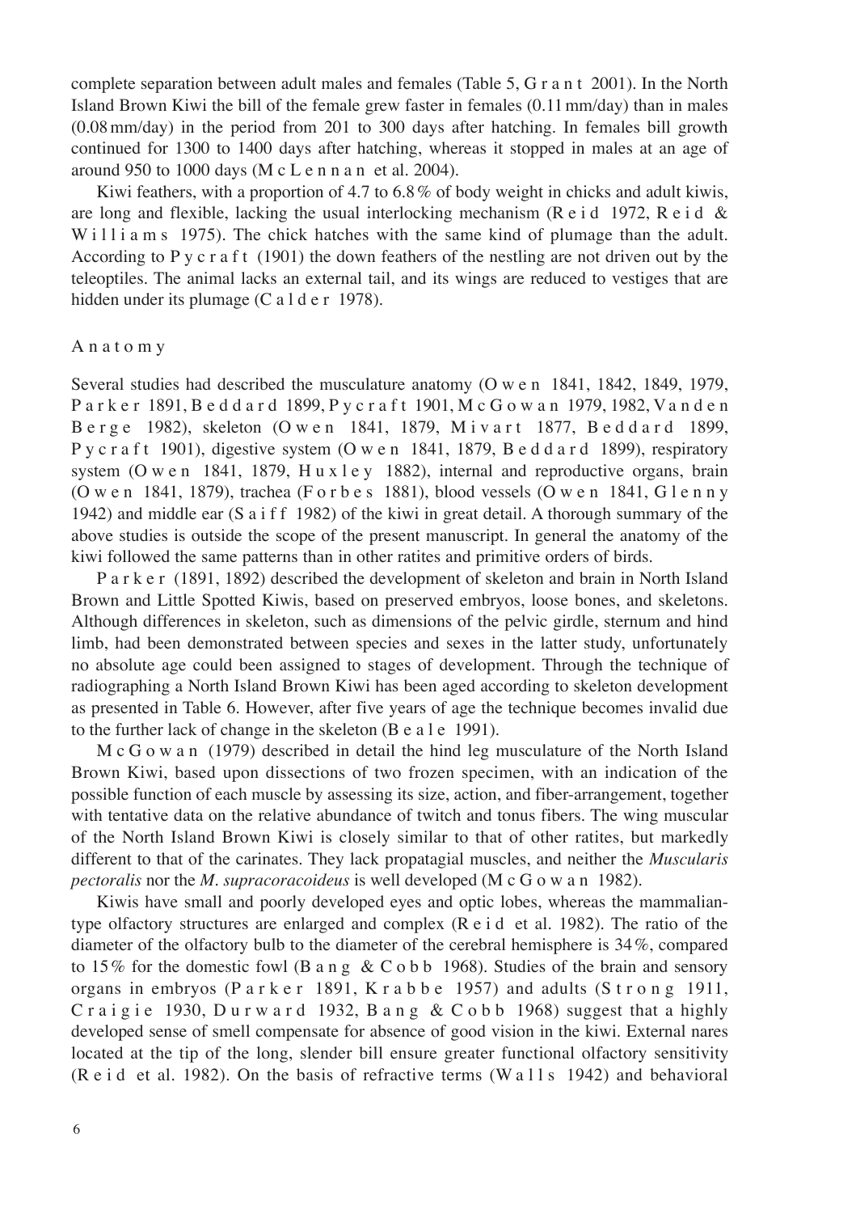complete separation between adult males and females (Table 5, Grant 2001). In the North Island Brown Kiwi the bill of the female grew faster in females (0.11 mm/day) than in males (0.08 mm/day) in the period from 201 to 300 days after hatching. In females bill growth continued for 1300 to 1400 days after hatching, whereas it stopped in males at an age of around 950 to 1000 days (McLennan et al. 2004).

Kiwi feathers, with a proportion of 4.7 to 6.8 % of body weight in chicks and adult kiwis, are long and flexible, lacking the usual interlocking mechanism (Reid 1972, Reid & Williams 1975). The chick hatches with the same kind of plumage than the adult. According to Pycraft (1901) the down feathers of the nestling are not driven out by the teleoptiles. The animal lacks an external tail, and its wings are reduced to vestiges that are hidden under its plumage (Calder 1978).

## Anatomy

Several studies had described the musculature anatomy (Owen 1841, 1842, 1849, 1979, Parker 1891, Beddard 1899, Pycraft 1901, McGowan 1979, 1982, Vanden Berge 1982), skeleton (Owen 1841, 1879, Mivart 1877, Beddard 1899, Pycraft 1901), digestive system (Owen 1841, 1879, Beddard 1899), respiratory system (Owen 1841, 1879, Huxley 1882), internal and reproductive organs, brain (Owen 1841, 1879), trachea (Forbes 1881), blood vessels (Owen 1841, Glenny 1942) and middle ear (Saiff 1982) of the kiwi in great detail. A thorough summary of the above studies is outside the scope of the present manuscript. In general the anatomy of the kiwi followed the same patterns than in other ratites and primitive orders of birds.

Parker (1891, 1892) described the development of skeleton and brain in North Island Brown and Little Spotted Kiwis, based on preserved embryos, loose bones, and skeletons. Although differences in skeleton, such as dimensions of the pelvic girdle, sternum and hind limb, had been demonstrated between species and sexes in the latter study, unfortunately no absolute age could been assigned to stages of development. Through the technique of radiographing a North Island Brown Kiwi has been aged according to skeleton development as presented in Table 6. However, after five years of age the technique becomes invalid due to the further lack of change in the skeleton (Beale 1991).

McGowan (1979) described in detail the hind leg musculature of the North Island Brown Kiwi, based upon dissections of two frozen specimen, with an indication of the possible function of each muscle by assessing its size, action, and fiber-arrangement, together with tentative data on the relative abundance of twitch and tonus fibers. The wing muscular of the North Island Brown Kiwi is closely similar to that of other ratites, but markedly different to that of the carinates. They lack propatagial muscles, and neither the *Muscularis pectoralis* nor the *M. supracoracoideus* is well developed (McGowan 1982).

Kiwis have small and poorly developed eyes and optic lobes, whereas the mammalian-type olfactory structures are enlarged and complex (Reid et al. 1982). The ratio of the diameter of the olfactory bulb to the diameter of the cerebral hemisphere is 34 %, compared to 15 % for the domestic fowl (Bang & Cobb 1968). Studies of the brain and sensory organs in embryos (Parker 1891, Krabbe 1957) and adults (Strong 1911, Craigie 1930, Durward 1932, Bang & Cobb 1968) suggest that a highly developed sense of smell compensate for absence of good vision in the kiwi. External nares located at the tip of the long, slender bill ensure greater functional olfactory sensitivity (Reid et al. 1982). On the basis of refractive terms (Walls 1942) and behavioral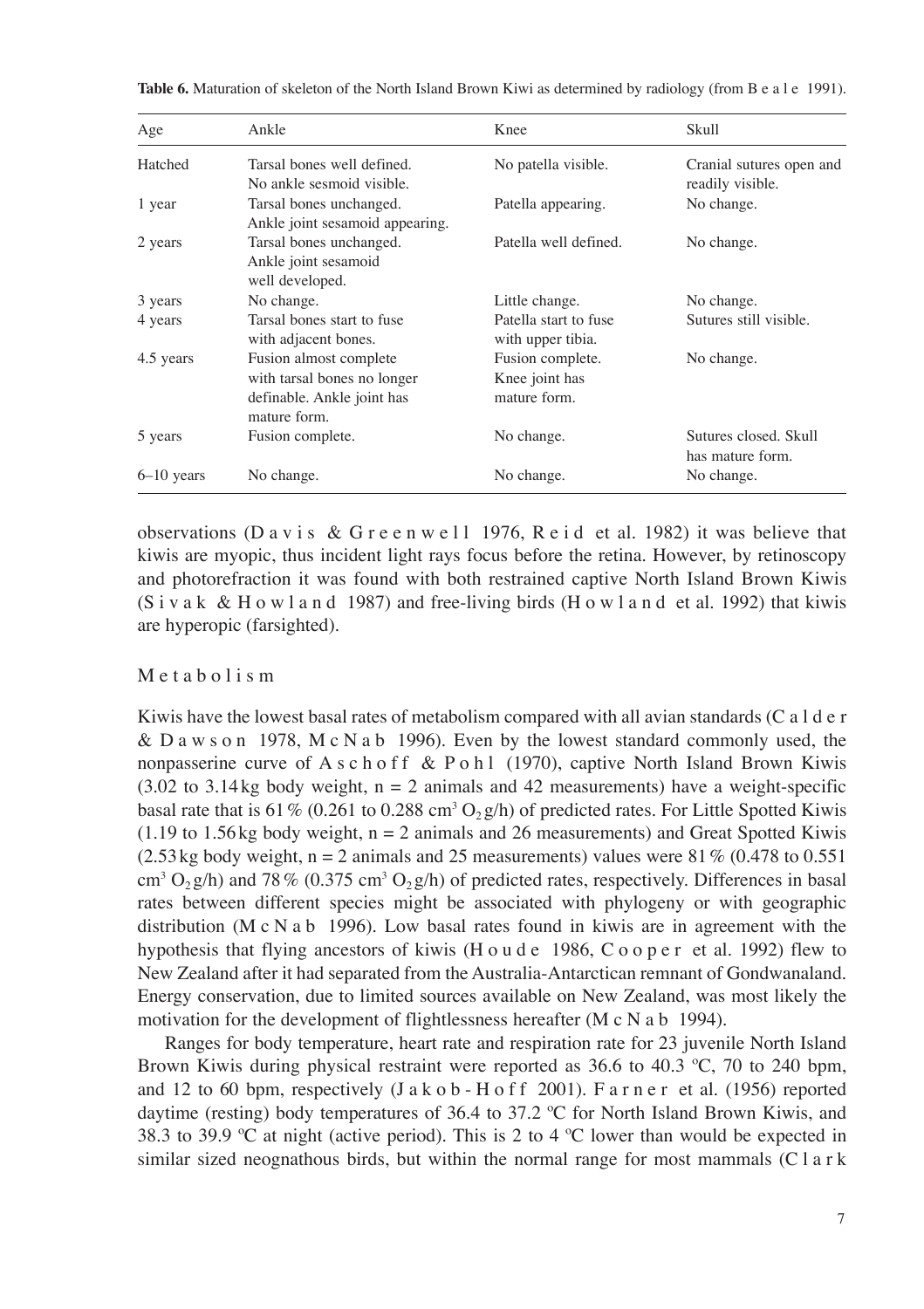**Table 6.** Maturation of skeleton of the North Island Brown Kiwi as determined by radiology (from Beale 1991).

| Age | Ankle | Knee | Skull |
|---|---|---|---|
| Hatched | Tarsal bones well defined. No ankle sesmoid visible. | No patella visible. | Cranial sutures open and readily visible. |
| 1 year | Tarsal bones unchanged. Ankle joint sesamoid appearing. | Patella appearing. | No change. |
| 2 years | Tarsal bones unchanged. Ankle joint sesamoid well developed. | Patella well defined. | No change. |
| 3 years | No change. | Little change. | No change. |
| 4 years | Tarsal bones start to fuse with adjacent bones. | Patella start to fuse with upper tibia. | Sutures still visible. |
| 4.5 years | Fusion almost complete with tarsal bones no longer definable. Ankle joint has mature form. | Fusion complete. Knee joint has mature form. | No change. |
| 5 years | Fusion complete. | No change. | Sutures closed. Skull has mature form. |
| 6–10 years | No change. | No change. | No change. |

observations (Davis & Greenwell 1976, Reid et al. 1982) it was believe that kiwis are myopic, thus incident light rays focus before the retina. However, by retinoscopy and photorefraction it was found with both restrained captive North Island Brown Kiwis (Sivak & Howland 1987) and free-living birds (Howland et al. 1992) that kiwis are hyperopic (farsighted).

## Metabolism

Kiwis have the lowest basal rates of metabolism compared with all avian standards (Calder & Dawson 1978, McNab 1996). Even by the lowest standard commonly used, the nonpasserine curve of Aschoff & Pohl (1970), captive North Island Brown Kiwis (3.02 to 3.14 kg body weight, n = 2 animals and 42 measurements) have a weight-specific basal rate that is 61 % (0.261 to 0.288 cm$^3$ $O_2$ g/h) of predicted rates. For Little Spotted Kiwis (1.19 to 1.56 kg body weight, n = 2 animals and 26 measurements) and Great Spotted Kiwis (2.53 kg body weight, n = 2 animals and 25 measurements) values were 81 % (0.478 to 0.551 cm$^3$ $O_2$ g/h) and 78 % (0.375 cm$^3$ $O_2$ g/h) of predicted rates, respectively. Differences in basal rates between different species might be associated with phylogeny or with geographic distribution (McNab 1996). Low basal rates found in kiwis are in agreement with the hypothesis that flying ancestors of kiwis (Houde 1986, Cooper et al. 1992) flew to New Zealand after it had separated from the Australia-Antarctican remnant of Gondwanaland. Energy conservation, due to limited sources available on New Zealand, was most likely the motivation for the development of flightlessness hereafter (McNab 1994).

Ranges for body temperature, heart rate and respiration rate for 23 juvenile North Island Brown Kiwis during physical restraint were reported as 36.6 to 40.3 ºC, 70 to 240 bpm, and 12 to 60 bpm, respectively (Jakob-Hoff 2001). Farner et al. (1956) reported daytime (resting) body temperatures of 36.4 to 37.2 ºC for North Island Brown Kiwis, and 38.3 to 39.9 ºC at night (active period). This is 2 to 4 ºC lower than would be expected in similar sized neognathous birds, but within the normal range for most mammals (Clark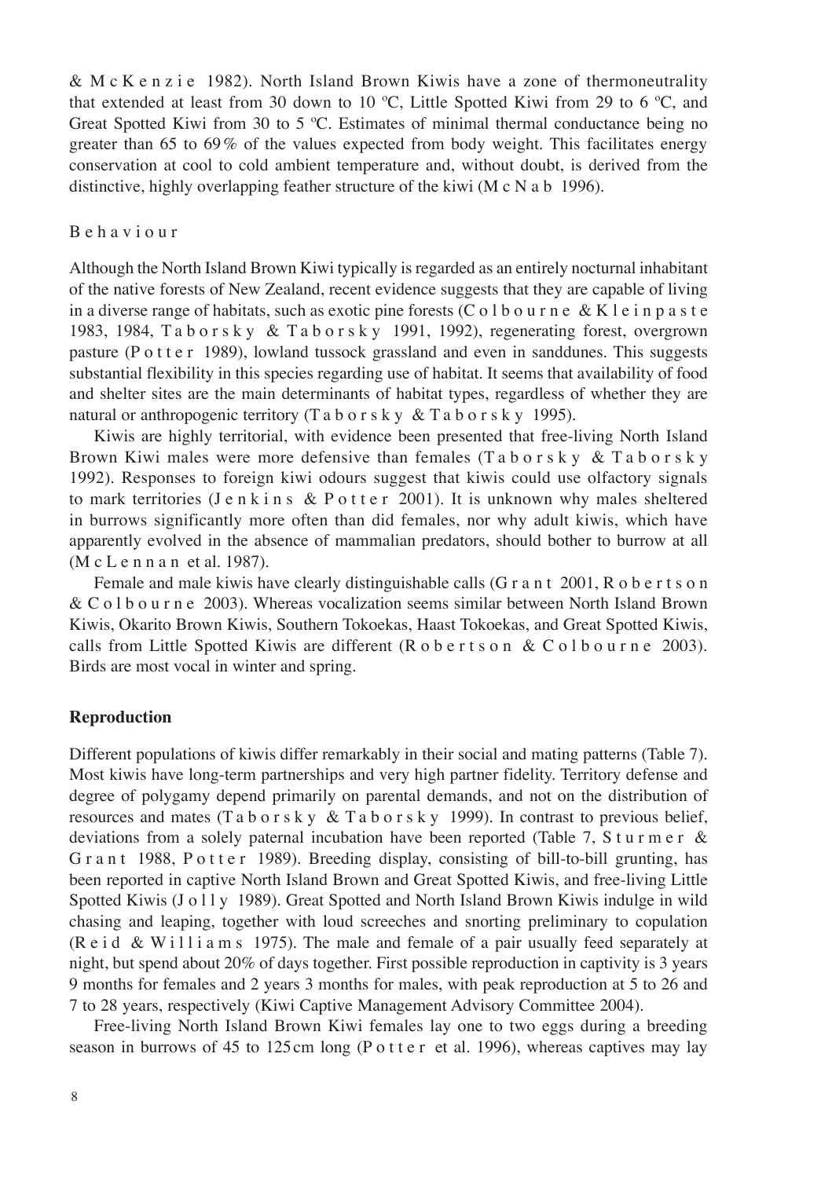& McKenzie 1982). North Island Brown Kiwis have a zone of thermoneutrality that extended at least from 30 down to 10 ºC, Little Spotted Kiwi from 29 to 6 ºC, and Great Spotted Kiwi from 30 to 5 ºC. Estimates of minimal thermal conductance being no greater than 65 to 69 % of the values expected from body weight. This facilitates energy conservation at cool to cold ambient temperature and, without doubt, is derived from the distinctive, highly overlapping feather structure of the kiwi (McNab 1996).

Behaviour

Although the North Island Brown Kiwi typically is regarded as an entirely nocturnal inhabitant of the native forests of New Zealand, recent evidence suggests that they are capable of living in a diverse range of habitats, such as exotic pine forests (Colbourne & Kleinpaste 1983, 1984, Taborsky & Taborsky 1991, 1992), regenerating forest, overgrown pasture (Potter 1989), lowland tussock grassland and even in sanddunes. This suggests substantial flexibility in this species regarding use of habitat. It seems that availability of food and shelter sites are the main determinants of habitat types, regardless of whether they are natural or anthropogenic territory (Taborsky & Taborsky 1995).

Kiwis are highly territorial, with evidence been presented that free-living North Island Brown Kiwi males were more defensive than females (Taborsky & Taborsky 1992). Responses to foreign kiwi odours suggest that kiwis could use olfactory signals to mark territories (Jenkins & Potter 2001). It is unknown why males sheltered in burrows significantly more often than did females, nor why adult kiwis, which have apparently evolved in the absence of mammalian predators, should bother to burrow at all (McLennan et al. 1987).

Female and male kiwis have clearly distinguishable calls (Grant 2001, Robertson & Colbourne 2003). Whereas vocalization seems similar between North Island Brown Kiwis, Okarito Brown Kiwis, Southern Tokoekas, Haast Tokoekas, and Great Spotted Kiwis, calls from Little Spotted Kiwis are different (Robertson & Colbourne 2003). Birds are most vocal in winter and spring.

**Reproduction**

Different populations of kiwis differ remarkably in their social and mating patterns (Table 7). Most kiwis have long-term partnerships and very high partner fidelity. Territory defense and degree of polygamy depend primarily on parental demands, and not on the distribution of resources and mates (Taborsky & Taborsky 1999). In contrast to previous belief, deviations from a solely paternal incubation have been reported (Table 7, Sturmer & Grant 1988, Potter 1989). Breeding display, consisting of bill-to-bill grunting, has been reported in captive North Island Brown and Great Spotted Kiwis, and free-living Little Spotted Kiwis (Jolly 1989). Great Spotted and North Island Brown Kiwis indulge in wild chasing and leaping, together with loud screeches and snorting preliminary to copulation (Reid & Williams 1975). The male and female of a pair usually feed separately at night, but spend about 20% of days together. First possible reproduction in captivity is 3 years 9 months for females and 2 years 3 months for males, with peak reproduction at 5 to 26 and 7 to 28 years, respectively (Kiwi Captive Management Advisory Committee 2004).

Free-living North Island Brown Kiwi females lay one to two eggs during a breeding season in burrows of 45 to 125 cm long (Potter et al. 1996), whereas captives may lay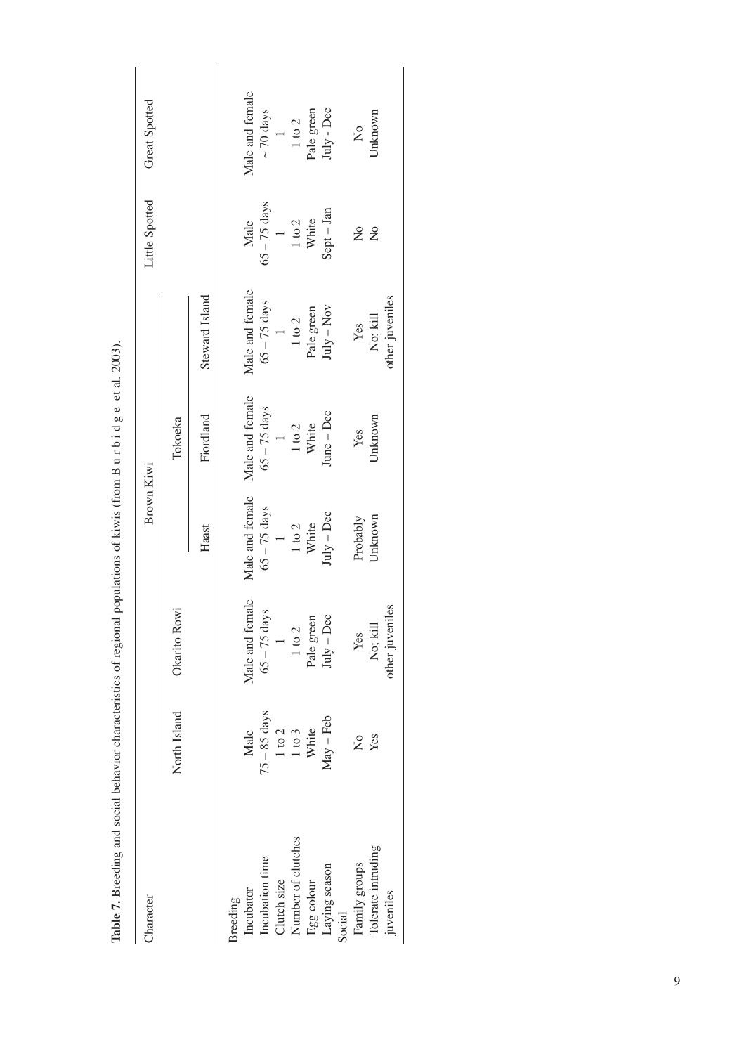**Table 7.** Breeding and social behavior characteristics of regional populations of kiwis (from Burbidge et al. 2003).

| Character | North Island | Okarito Rowi | Brown Kiwi | | | Little Spotted | Great Spotted |
|---|---|---|---|---|---|---|---|
| | | | | Tokoeka | | | |
| | | | Haast | Fiordland | Steward Island | | |
| Breeding | | | | | | | |
| Incubator | Male | Male and female | Male and female | Male and female | Male and female | Male | Male and female |
| Incubation time | 75 – 85 days | 65 – 75 days | 65 – 75 days | 65 – 75 days | 65 – 75 days | 65 – 75 days | ~ 70 days |
| Clutch size | 1 to 2 | 1 | 1 | 1 | 1 | 1 | 1 |
| Number of clutches | 1 to 3 | 1 to 2 | 1 to 2 | 1 to 2 | 1 to 2 | 1 to 2 | 1 to 2 |
| Egg colour | White | Pale green | White | White | Pale green | White | Pale green |
| Laying season | May – Feb | July – Dec | July – Dec | June – Dec | July – Nov | Sept – Jan | July - Dec |
| Social | | | | | | | |
| Family groups | No | Yes | Probably | Yes | Yes | No | No |
| Tolerate intruding juveniles | Yes | No; kill other juveniles | Unknown | Unknown | No; kill other juveniles | No | Unknown |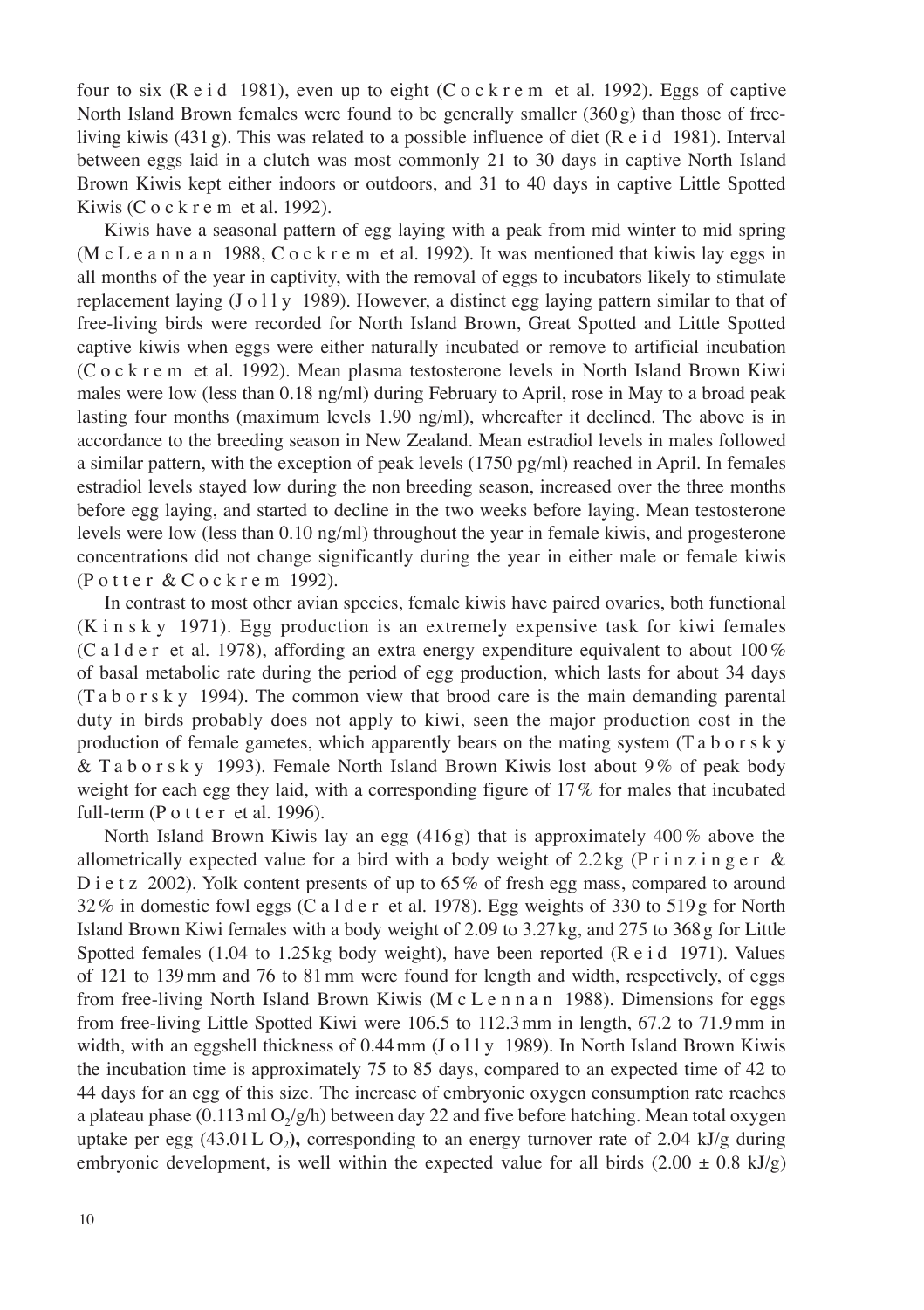four to six (Reid 1981), even up to eight (Cockrem et al. 1992). Eggs of captive North Island Brown females were found to be generally smaller (360 g) than those of free-living kiwis (431 g). This was related to a possible influence of diet (Reid 1981). Interval between eggs laid in a clutch was most commonly 21 to 30 days in captive North Island Brown Kiwis kept either indoors or outdoors, and 31 to 40 days in captive Little Spotted Kiwis (Cockrem et al. 1992).

Kiwis have a seasonal pattern of egg laying with a peak from mid winter to mid spring (McLeannan 1988, Cockrem et al. 1992). It was mentioned that kiwis lay eggs in all months of the year in captivity, with the removal of eggs to incubators likely to stimulate replacement laying (Jolly 1989). However, a distinct egg laying pattern similar to that of free-living birds were recorded for North Island Brown, Great Spotted and Little Spotted captive kiwis when eggs were either naturally incubated or remove to artificial incubation (Cockrem et al. 1992). Mean plasma testosterone levels in North Island Brown Kiwi males were low (less than 0.18 ng/ml) during February to April, rose in May to a broad peak lasting four months (maximum levels 1.90 ng/ml), whereafter it declined. The above is in accordance to the breeding season in New Zealand. Mean estradiol levels in males followed a similar pattern, with the exception of peak levels (1750 pg/ml) reached in April. In females estradiol levels stayed low during the non breeding season, increased over the three months before egg laying, and started to decline in the two weeks before laying. Mean testosterone levels were low (less than 0.10 ng/ml) throughout the year in female kiwis, and progesterone concentrations did not change significantly during the year in either male or female kiwis (Potter & Cockrem 1992).

In contrast to most other avian species, female kiwis have paired ovaries, both functional (Kinsky 1971). Egg production is an extremely expensive task for kiwi females (Calder et al. 1978), affording an extra energy expenditure equivalent to about 100 % of basal metabolic rate during the period of egg production, which lasts for about 34 days (Taborsky 1994). The common view that brood care is the main demanding parental duty in birds probably does not apply to kiwi, seen the major production cost in the production of female gametes, which apparently bears on the mating system (Taborsky & Taborsky 1993). Female North Island Brown Kiwis lost about 9 % of peak body weight for each egg they laid, with a corresponding figure of 17 % for males that incubated full-term (Potter et al. 1996).

North Island Brown Kiwis lay an egg (416 g) that is approximately 400 % above the allometrically expected value for a bird with a body weight of 2.2 kg (Prinzinger & Dietz 2002). Yolk content presents of up to 65 % of fresh egg mass, compared to around 32 % in domestic fowl eggs (Calder et al. 1978). Egg weights of 330 to 519 g for North Island Brown Kiwi females with a body weight of 2.09 to 3.27 kg, and 275 to 368 g for Little Spotted females (1.04 to 1.25 kg body weight), have been reported (Reid 1971). Values of 121 to 139 mm and 76 to 81 mm were found for length and width, respectively, of eggs from free-living North Island Brown Kiwis (McLennan 1988). Dimensions for eggs from free-living Little Spotted Kiwi were 106.5 to 112.3 mm in length, 67.2 to 71.9 mm in width, with an eggshell thickness of 0.44 mm (Jolly 1989). In North Island Brown Kiwis the incubation time is approximately 75 to 85 days, compared to an expected time of 42 to 44 days for an egg of this size. The increase of embryonic oxygen consumption rate reaches a plateau phase (0.113 ml $O_2$/g/h) between day 22 and five before hatching. Mean total oxygen uptake per egg (43.01 L $O_2$)**,** corresponding to an energy turnover rate of 2.04 kJ/g during embryonic development, is well within the expected value for all birds ($2.00 \pm 0.8$ kJ/g)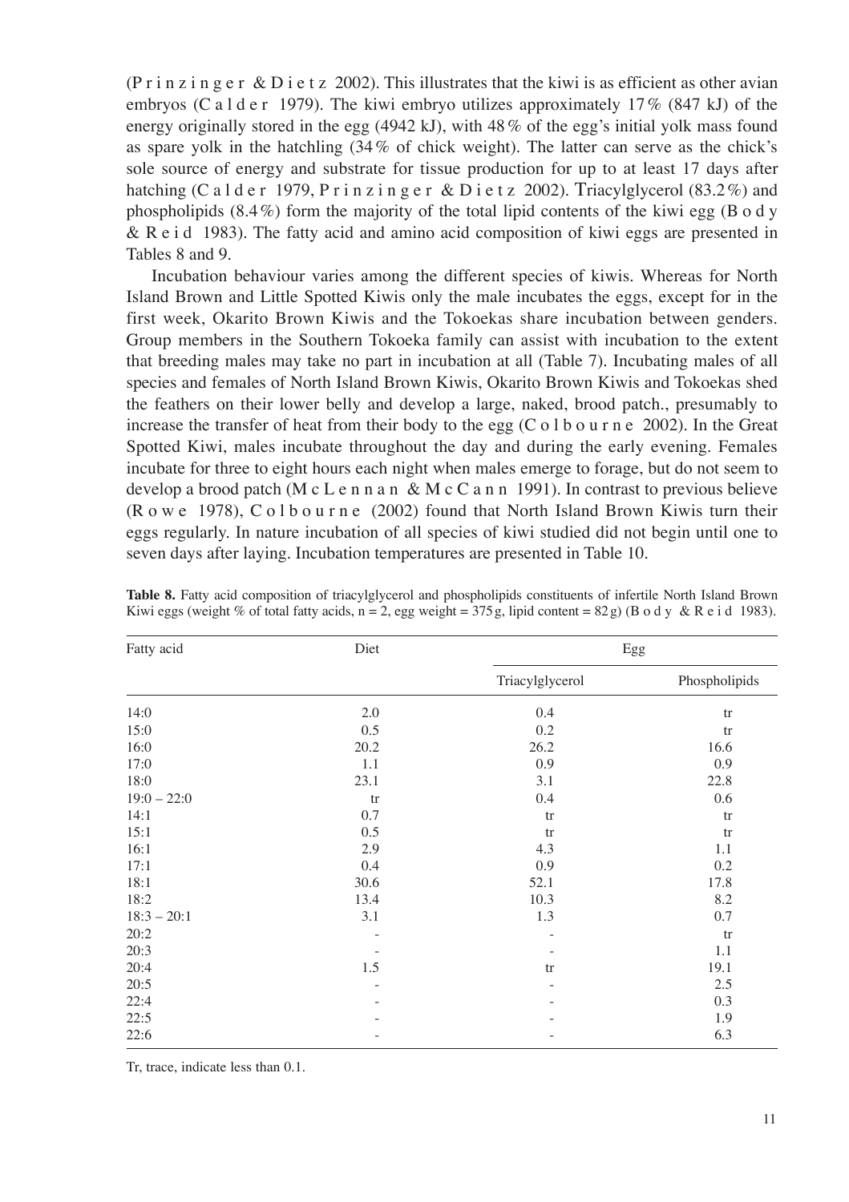(Prinzinger & Dietz 2002). This illustrates that the kiwi is as efficient as other avian embryos (Calder 1979). The kiwi embryo utilizes approximately 17 % (847 kJ) of the energy originally stored in the egg (4942 kJ), with 48 % of the egg's initial yolk mass found as spare yolk in the hatchling (34 % of chick weight). The latter can serve as the chick's sole source of energy and substrate for tissue production for up to at least 17 days after hatching (Calder 1979, Prinzinger & Dietz 2002). Triacylglycerol (83.2 %) and phospholipids (8.4 %) form the majority of the total lipid contents of the kiwi egg (Body & Reid 1983). The fatty acid and amino acid composition of kiwi eggs are presented in Tables 8 and 9.

Incubation behaviour varies among the different species of kiwis. Whereas for North Island Brown and Little Spotted Kiwis only the male incubates the eggs, except for in the first week, Okarito Brown Kiwis and the Tokoekas share incubation between genders. Group members in the Southern Tokoeka family can assist with incubation to the extent that breeding males may take no part in incubation at all (Table 7). Incubating males of all species and females of North Island Brown Kiwis, Okarito Brown Kiwis and Tokoekas shed the feathers on their lower belly and develop a large, naked, brood patch., presumably to increase the transfer of heat from their body to the egg (Colbourne 2002). In the Great Spotted Kiwi, males incubate throughout the day and during the early evening. Females incubate for three to eight hours each night when males emerge to forage, but do not seem to develop a brood patch (McLennan & McCann 1991). In contrast to previous believe (Rowe 1978), Colbourne (2002) found that North Island Brown Kiwis turn their eggs regularly. In nature incubation of all species of kiwi studied did not begin until one to seven days after laying. Incubation temperatures are presented in Table 10.

**Table 8.** Fatty acid composition of triacylglycerol and phospholipids constituents of infertile North Island Brown Kiwi eggs (weight % of total fatty acids, n = 2, egg weight = 375 g, lipid content = 82 g) (Body & Reid 1983).

| Fatty acid | Diet | Egg | |
|---|---|---|---|
| | | Triacylglycerol | Phospholipids |
| 14:0 | 2.0 | 0.4 | tr |
| 15:0 | 0.5 | 0.2 | tr |
| 16:0 | 20.2 | 26.2 | 16.6 |
| 17:0 | 1.1 | 0.9 | 0.9 |
| 18:0 | 23.1 | 3.1 | 22.8 |
| 19:0 – 22:0 | tr | 0.4 | 0.6 |
| 14:1 | 0.7 | tr | tr |
| 15:1 | 0.5 | tr | tr |
| 16:1 | 2.9 | 4.3 | 1.1 |
| 17:1 | 0.4 | 0.9 | 0.2 |
| 18:1 | 30.6 | 52.1 | 17.8 |
| 18:2 | 13.4 | 10.3 | 8.2 |
| 18:3 – 20:1 | 3.1 | 1.3 | 0.7 |
| 20:2 | - | - | tr |
| 20:3 | - | - | 1.1 |
| 20:4 | 1.5 | tr | 19.1 |
| 20:5 | - | - | 2.5 |
| 22:4 | - | - | 0.3 |
| 22:5 | - | - | 1.9 |
| 22:6 | - | - | 6.3 |

Tr, trace, indicate less than 0.1.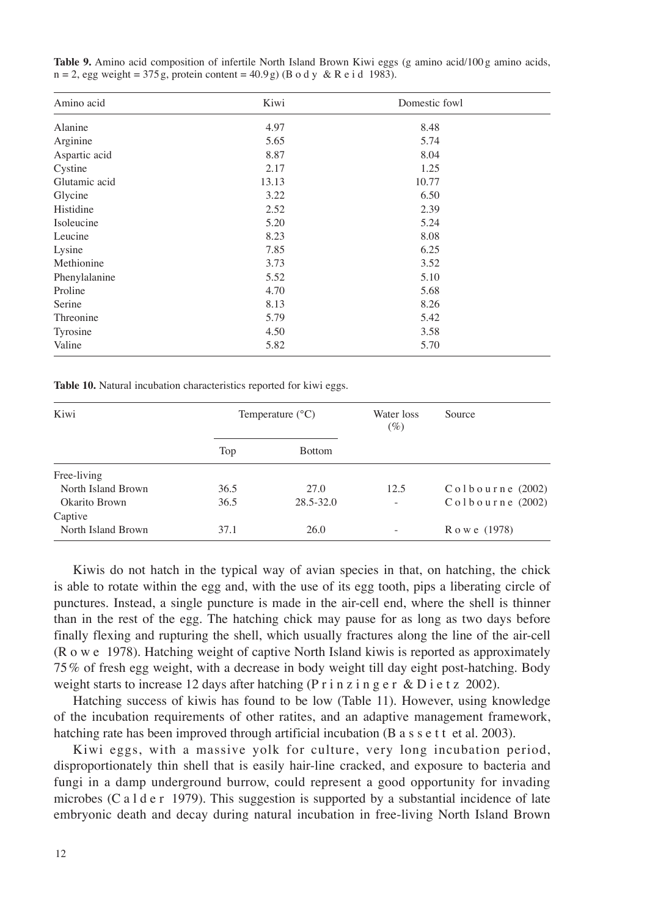**Table 9.** Amino acid composition of infertile North Island Brown Kiwi eggs (g amino acid/100 g amino acids, n = 2, egg weight = 375 g, protein content = 40.9 g) (Body & Reid 1983).

| Amino acid | Kiwi | Domestic fowl |
|---|---|---|
| Alanine | 4.97 | 8.48 |
| Arginine | 5.65 | 5.74 |
| Aspartic acid | 8.87 | 8.04 |
| Cystine | 2.17 | 1.25 |
| Glutamic acid | 13.13 | 10.77 |
| Glycine | 3.22 | 6.50 |
| Histidine | 2.52 | 2.39 |
| Isoleucine | 5.20 | 5.24 |
| Leucine | 8.23 | 8.08 |
| Lysine | 7.85 | 6.25 |
| Methionine | 3.73 | 3.52 |
| Phenylalanine | 5.52 | 5.10 |
| Proline | 4.70 | 5.68 |
| Serine | 8.13 | 8.26 |
| Threonine | 5.79 | 5.42 |
| Tyrosine | 4.50 | 3.58 |
| Valine | 5.82 | 5.70 |

**Table 10.** Natural incubation characteristics reported for kiwi eggs.

| Kiwi | Temperature (°C) | | Water loss (%) | Source |
|---|---|---|---|---|
| | Top | Bottom | | |
| Free-living | | | | |
| North Island Brown | 36.5 | 27.0 | 12.5 | Colbourne (2002) |
| Okarito Brown | 36.5 | 28.5-32.0 | - | Colbourne (2002) |
| Captive | | | | |
| North Island Brown | 37.1 | 26.0 | - | Rowe (1978) |

Kiwis do not hatch in the typical way of avian species in that, on hatching, the chick is able to rotate within the egg and, with the use of its egg tooth, pips a liberating circle of punctures. Instead, a single puncture is made in the air-cell end, where the shell is thinner than in the rest of the egg. The hatching chick may pause for as long as two days before finally flexing and rupturing the shell, which usually fractures along the line of the air-cell (Rowe 1978). Hatching weight of captive North Island kiwis is reported as approximately 75% of fresh egg weight, with a decrease in body weight till day eight post-hatching. Body weight starts to increase 12 days after hatching (Prinzinger & Dietz 2002).

Hatching success of kiwis has found to be low (Table 11). However, using knowledge of the incubation requirements of other ratites, and an adaptive management framework, hatching rate has been improved through artificial incubation (Bassett et al. 2003).

Kiwi eggs, with a massive yolk for culture, very long incubation period, disproportionately thin shell that is easily hair-line cracked, and exposure to bacteria and fungi in a damp underground burrow, could represent a good opportunity for invading microbes (Calder 1979). This suggestion is supported by a substantial incidence of late embryonic death and decay during natural incubation in free-living North Island Brown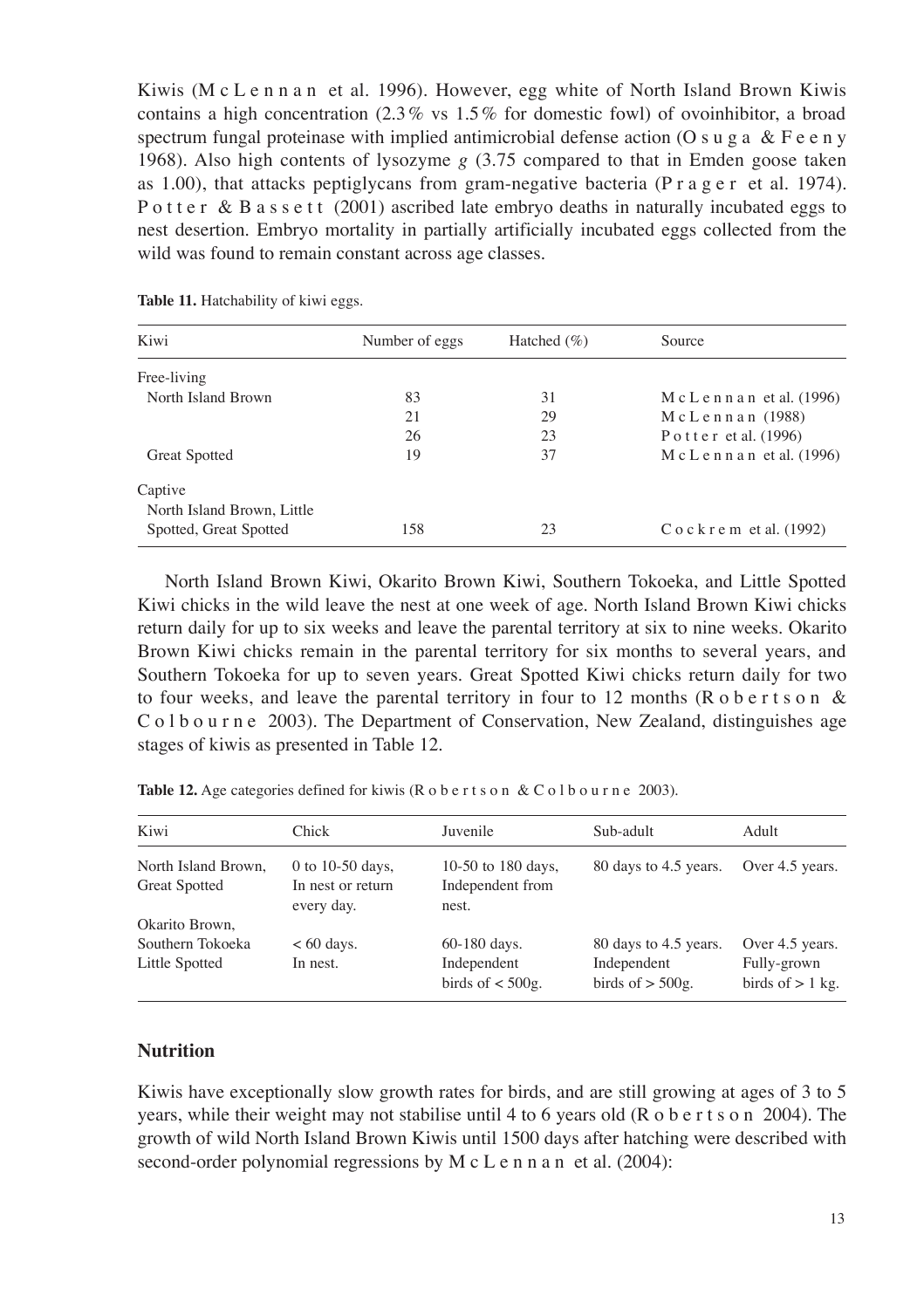Kiwis (McLennan et al. 1996). However, egg white of North Island Brown Kiwis contains a high concentration (2.3% vs 1.5% for domestic fowl) of ovoinhibitor, a broad spectrum fungal proteinase with implied antimicrobial defense action (Osuga & Feeny 1968). Also high contents of lysozyme *g* (3.75 compared to that in Emden goose taken as 1.00), that attacks peptiglycans from gram-negative bacteria (Prager et al. 1974). Potter & Bassett (2001) ascribed late embryo deaths in naturally incubated eggs to nest desertion. Embryo mortality in partially artificially incubated eggs collected from the wild was found to remain constant across age classes.

**Table 11.** Hatchability of kiwi eggs.

| Kiwi | Number of eggs | Hatched (%) | Source |
|---|---|---|---|
| Free-living | | | |
| North Island Brown | 83 | 31 | McLennan et al. (1996) |
| | 21 | 29 | McLennan (1988) |
| | 26 | 23 | Potter et al. (1996) |
| Great Spotted | 19 | 37 | McLennan et al. (1996) |
| Captive | | | |
| North Island Brown, Little Spotted, Great Spotted | 158 | 23 | Cockrem et al. (1992) |

North Island Brown Kiwi, Okarito Brown Kiwi, Southern Tokoeka, and Little Spotted Kiwi chicks in the wild leave the nest at one week of age. North Island Brown Kiwi chicks return daily for up to six weeks and leave the parental territory at six to nine weeks. Okarito Brown Kiwi chicks remain in the parental territory for six months to several years, and Southern Tokoeka for up to seven years. Great Spotted Kiwi chicks return daily for two to four weeks, and leave the parental territory in four to 12 months (Robertson & Colbourne 2003). The Department of Conservation, New Zealand, distinguishes age stages of kiwis as presented in Table 12.

**Table 12.** Age categories defined for kiwis (Robertson & Colbourne 2003).

| Kiwi | Chick | Juvenile | Sub-adult | Adult |
|---|---|---|---|---|
| North Island Brown, Great Spotted | 0 to 10-50 days, In nest or return every day. | 10-50 to 180 days, Independent from nest. | 80 days to 4.5 years. | Over 4.5 years. |
| Okarito Brown, Southern Tokoeka Little Spotted | < 60 days. In nest. | 60-180 days. Independent birds of < 500g. | 80 days to 4.5 years. Independent birds of > 500g. | Over 4.5 years. Fully-grown birds of > 1 kg. |

## Nutrition

Kiwis have exceptionally slow growth rates for birds, and are still growing at ages of 3 to 5 years, while their weight may not stabilise until 4 to 6 years old (Robertson 2004). The growth of wild North Island Brown Kiwis until 1500 days after hatching were described with second-order polynomial regressions by McLennan et al. (2004):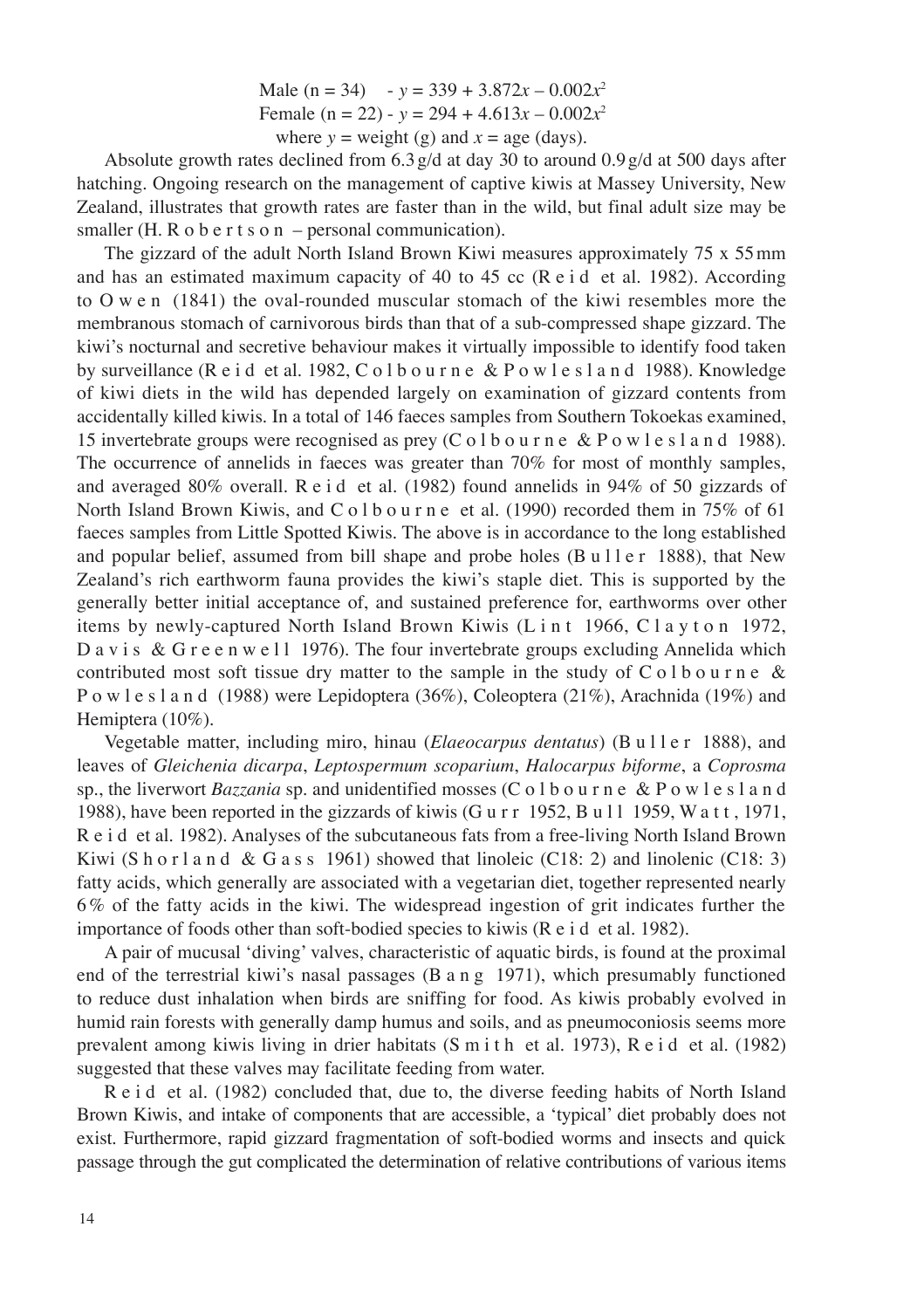Male (n = 34) - $y = 339 + 3.872x – 0.002x^2$

Female (n = 22) - $y = 294 + 4.613x – 0.002x^2$

where $y$ = weight (g) and $x$ = age (days).

Absolute growth rates declined from 6.3 g/d at day 30 to around 0.9 g/d at 500 days after hatching. Ongoing research on the management of captive kiwis at Massey University, New Zealand, illustrates that growth rates are faster than in the wild, but final adult size may be smaller (H. Robertson – personal communication).

The gizzard of the adult North Island Brown Kiwi measures approximately 75 x 55 mm and has an estimated maximum capacity of 40 to 45 cc (Reid et al. 1982). According to Owen (1841) the oval-rounded muscular stomach of the kiwi resembles more the membranous stomach of carnivorous birds than that of a sub-compressed shape gizzard. The kiwi's nocturnal and secretive behaviour makes it virtually impossible to identify food taken by surveillance (Reid et al. 1982, Colbourne & Powlesland 1988). Knowledge of kiwi diets in the wild has depended largely on examination of gizzard contents from accidentally killed kiwis. In a total of 146 faeces samples from Southern Tokoekas examined, 15 invertebrate groups were recognised as prey (Colbourne & Powlesland 1988). The occurrence of annelids in faeces was greater than 70% for most of monthly samples, and averaged 80% overall. Reid et al. (1982) found annelids in 94% of 50 gizzards of North Island Brown Kiwis, and Colbourne et al. (1990) recorded them in 75% of 61 faeces samples from Little Spotted Kiwis. The above is in accordance to the long established and popular belief, assumed from bill shape and probe holes (Buller 1888), that New Zealand's rich earthworm fauna provides the kiwi's staple diet. This is supported by the generally better initial acceptance of, and sustained preference for, earthworms over other items by newly-captured North Island Brown Kiwis (Lint 1966, Clayton 1972, Davis & Greenwell 1976). The four invertebrate groups excluding Annelida which contributed most soft tissue dry matter to the sample in the study of Colbourne & Powlesland (1988) were Lepidoptera (36%), Coleoptera (21%), Arachnida (19%) and Hemiptera (10%).

Vegetable matter, including miro, hinau (*Elaeocarpus dentatus*) (Buller 1888), and leaves of *Gleichenia dicarpa*, *Leptospermum scoparium*, *Halocarpus biforme*, a *Coprosma* sp., the liverwort *Bazzania* sp. and unidentified mosses (Colbourne & Powlesland 1988), have been reported in the gizzards of kiwis (Gurr 1952, Bull 1959, Watt, 1971, Reid et al. 1982). Analyses of the subcutaneous fats from a free-living North Island Brown Kiwi (Shorland & Gass 1961) showed that linoleic (C18: 2) and linolenic (C18: 3) fatty acids, which generally are associated with a vegetarian diet, together represented nearly 6 % of the fatty acids in the kiwi. The widespread ingestion of grit indicates further the importance of foods other than soft-bodied species to kiwis (Reid et al. 1982).

A pair of mucusal 'diving' valves, characteristic of aquatic birds, is found at the proximal end of the terrestrial kiwi's nasal passages (Bang 1971), which presumably functioned to reduce dust inhalation when birds are sniffing for food. As kiwis probably evolved in humid rain forests with generally damp humus and soils, and as pneumoconiosis seems more prevalent among kiwis living in drier habitats (Smith et al. 1973), Reid et al. (1982) suggested that these valves may facilitate feeding from water.

Reid et al. (1982) concluded that, due to, the diverse feeding habits of North Island Brown Kiwis, and intake of components that are accessible, a 'typical' diet probably does not exist. Furthermore, rapid gizzard fragmentation of soft-bodied worms and insects and quick passage through the gut complicated the determination of relative contributions of various items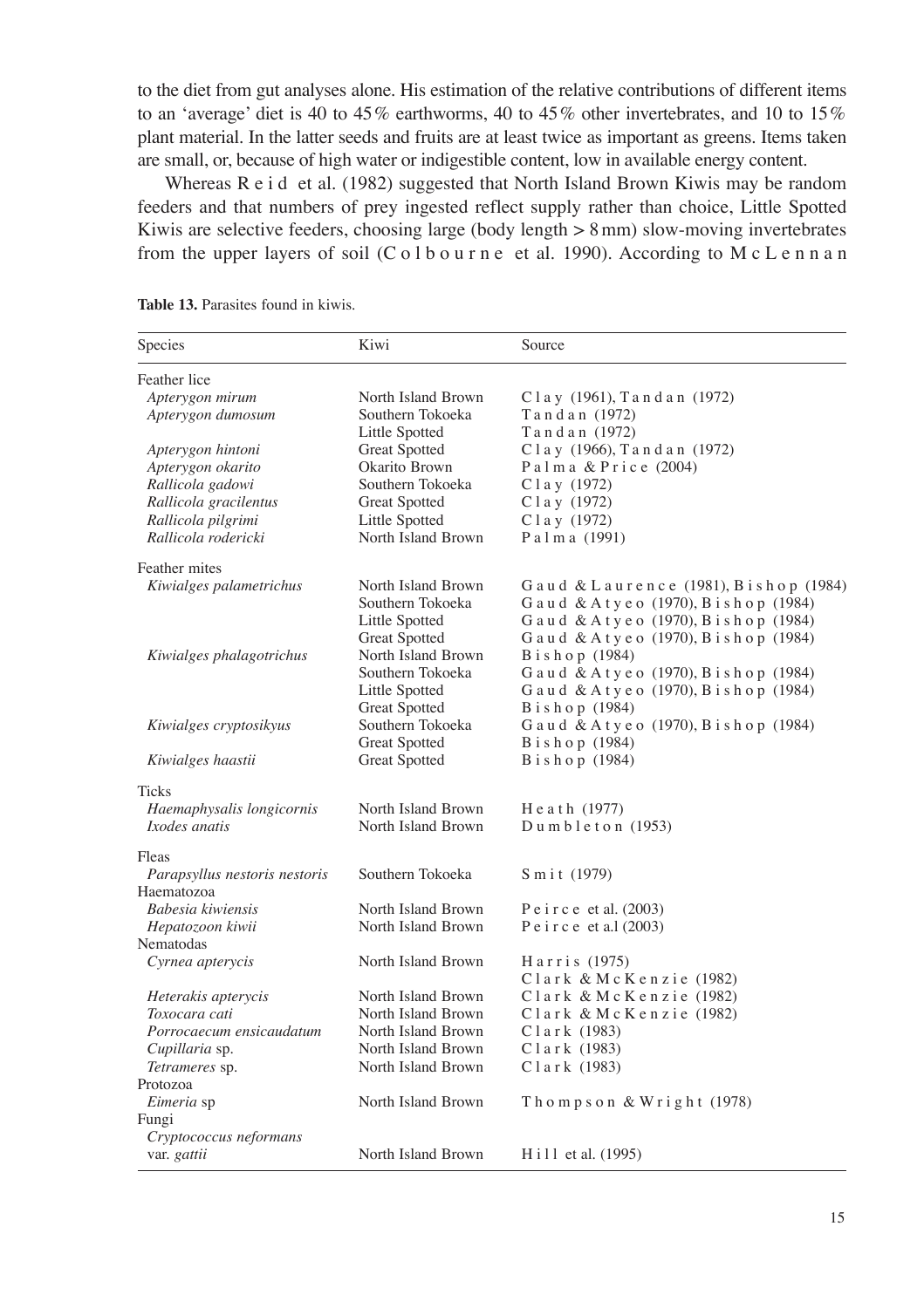to the diet from gut analyses alone. His estimation of the relative contributions of different items to an 'average' diet is 40 to 45% earthworms, 40 to 45% other invertebrates, and 10 to 15% plant material. In the latter seeds and fruits are at least twice as important as greens. Items taken are small, or, because of high water or indigestible content, low in available energy content.

Whereas Reid et al. (1982) suggested that North Island Brown Kiwis may be random feeders and that numbers of prey ingested reflect supply rather than choice, Little Spotted Kiwis are selective feeders, choosing large (body length > 8 mm) slow-moving invertebrates from the upper layers of soil (Colbourne et al. 1990). According to McLennan

**Table 13.** Parasites found in kiwis.

| Species | Kiwi | Source |
|---|---|---|
| Feather lice | | |
| *Apterygon mirum* | North Island Brown | Clay (1961), Tandan (1972) |
| *Apterygon dumosum* | Southern Tokoeka | Tandan (1972) |
| | Little Spotted | Tandan (1972) |
| *Apterygon hintoni* | Great Spotted | Clay (1966), Tandan (1972) |
| *Apterygon okarito* | Okarito Brown | Palma & Price (2004) |
| *Rallicola gadowi* | Southern Tokoeka | Clay (1972) |
| *Rallicola gracilentus* | Great Spotted | Clay (1972) |
| *Rallicola pilgrimi* | Little Spotted | Clay (1972) |
| *Rallicola rodericki* | North Island Brown | Palma (1991) |
| Feather mites | | |
| *Kiwialges palametrichus* | North Island Brown | Gaud & Laurence (1981), Bishop (1984) |
| | Southern Tokoeka | Gaud & Atyeo (1970), Bishop (1984) |
| | Little Spotted | Gaud & Atyeo (1970), Bishop (1984) |
| | Great Spotted | Gaud & Atyeo (1970), Bishop (1984) |
| *Kiwialges phalagotrichus* | North Island Brown | Bishop (1984) |
| | Southern Tokoeka | Gaud & Atyeo (1970), Bishop (1984) |
| | Little Spotted | Gaud & Atyeo (1970), Bishop (1984) |
| | Great Spotted | Bishop (1984) |
| *Kiwialges cryptosikyus* | Southern Tokoeka | Gaud & Atyeo (1970), Bishop (1984) |
| | Great Spotted | Bishop (1984) |
| *Kiwialges haastii* | Great Spotted | Bishop (1984) |
| Ticks | | |
| *Haemaphysalis longicornis* | North Island Brown | Heath (1977) |
| *Ixodes anatis* | North Island Brown | Dumbleton (1953) |
| Fleas | | |
| *Parapsyllus nestoris nestoris* | Southern Tokoeka | Smit (1979) |
| Haematozoa | | |
| *Babesia kiwiensis* | North Island Brown | Peirce et al. (2003) |
| *Hepatozoon kiwii* | North Island Brown | Peirce et a.l (2003) |
| Nematodas | | |
| *Cyrnea apterycis* | North Island Brown | Harris (1975) |
| | | Clark & McKenzie (1982) |
| *Heterakis apterycis* | North Island Brown | Clark & McKenzie (1982) |
| *Toxocara cati* | North Island Brown | Clark & McKenzie (1982) |
| *Porrocaecum ensicaudatum* | North Island Brown | Clark (1983) |
| *Cupillaria* sp. | North Island Brown | Clark (1983) |
| *Tetrameres* sp. | North Island Brown | Clark (1983) |
| Protozoa | | |
| *Eimeria* sp | North Island Brown | Thompson & Wright (1978) |
| Fungi | | |
| *Cryptococcus neformans* var. *gattii* | North Island Brown | Hill et al. (1995) |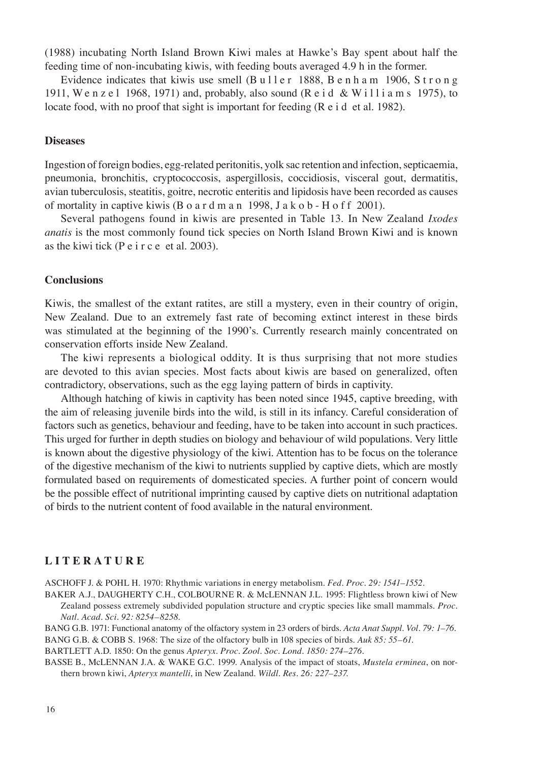(1988) incubating North Island Brown Kiwi males at Hawke's Bay spent about half the feeding time of non-incubating kiwis, with feeding bouts averaged 4.9 h in the former.

Evidence indicates that kiwis use smell (Buller 1888, Benham 1906, Strong 1911, Wenzel 1968, 1971) and, probably, also sound (Reid & Williams 1975), to locate food, with no proof that sight is important for feeding (Reid et al. 1982).

## Diseases

Ingestion of foreign bodies, egg-related peritonitis, yolk sac retention and infection, septicaemia, pneumonia, bronchitis, cryptococcosis, aspergillosis, coccidiosis, visceral gout, dermatitis, avian tuberculosis, steatitis, goitre, necrotic enteritis and lipidosis have been recorded as causes of mortality in captive kiwis (Boardman 1998, Jakob-Hoff 2001).

Several pathogens found in kiwis are presented in Table 13. In New Zealand *Ixodes anatis* is the most commonly found tick species on North Island Brown Kiwi and is known as the kiwi tick (Peirce et al. 2003).

## Conclusions

Kiwis, the smallest of the extant ratites, are still a mystery, even in their country of origin, New Zealand. Due to an extremely fast rate of becoming extinct interest in these birds was stimulated at the beginning of the 1990's. Currently research mainly concentrated on conservation efforts inside New Zealand.

The kiwi represents a biological oddity. It is thus surprising that not more studies are devoted to this avian species. Most facts about kiwis are based on generalized, often contradictory, observations, such as the egg laying pattern of birds in captivity.

Although hatching of kiwis in captivity has been noted since 1945, captive breeding, with the aim of releasing juvenile birds into the wild, is still in its infancy. Careful consideration of factors such as genetics, behaviour and feeding, have to be taken into account in such practices. This urged for further in depth studies on biology and behaviour of wild populations. Very little is known about the digestive physiology of the kiwi. Attention has to be focus on the tolerance of the digestive mechanism of the kiwi to nutrients supplied by captive diets, which are mostly formulated based on requirements of domesticated species. A further point of concern would be the possible effect of nutritional imprinting caused by captive diets on nutritional adaptation of birds to the nutrient content of food available in the natural environment.

## LITERATURE

ASCHOFF J. & POHL H. 1970: Rhythmic variations in energy metabolism. *Fed. Proc. 29: 1541–1552.*

BAKER A.J., DAUGHERTY C.H., COLBOURNE R. & McLENNAN J.L. 1995: Flightless brown kiwi of New Zealand possess extremely subdivided population structure and cryptic species like small mammals. *Proc. Natl. Acad. Sci. 92: 8254–8258.*

BANG G.B. 1971: Functional anatomy of the olfactory system in 23 orders of birds. *Acta Anat Suppl. Vol. 79: 1–76.*

BANG G.B. & COBB S. 1968: The size of the olfactory bulb in 108 species of birds. *Auk 85: 55–61.*

BARTLETT A.D. 1850: On the genus *Apteryx*. *Proc. Zool. Soc. Lond. 1850: 274–276.*

BASSE B., McLENNAN J.A. & WAKE G.C. 1999. Analysis of the impact of stoats, *Mustela erminea*, on northern brown kiwi, *Apteryx mantelli*, in New Zealand. *Wildl. Res. 26: 227–237.*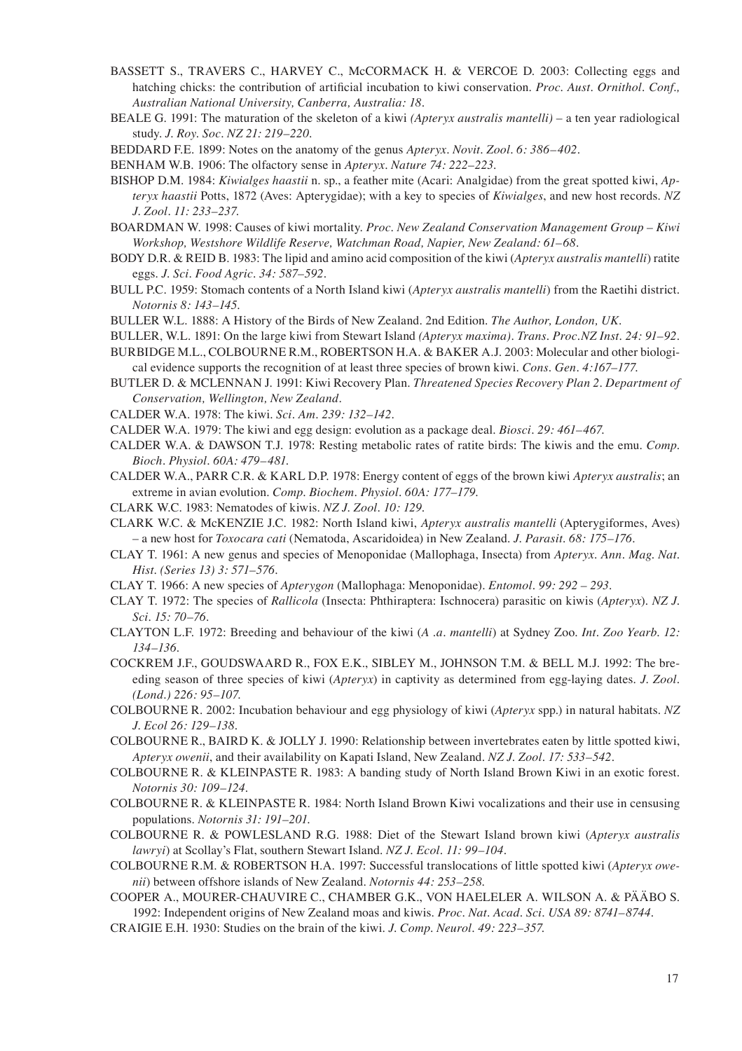BASSETT S., TRAVERS C., HARVEY C., McCORMACK H. & VERCOE D. 2003: Collecting eggs and hatching chicks: the contribution of artificial incubation to kiwi conservation. *Proc. Aust. Ornithol. Conf., Australian National University, Canberra, Australia: 18.*

BEALE G. 1991: The maturation of the skeleton of a kiwi *(Apteryx australis mantelli)* – a ten year radiological study. *J. Roy. Soc. NZ 21: 219–220.*

BEDDARD F.E. 1899: Notes on the anatomy of the genus *Apteryx*. *Novit. Zool. 6: 386–402.*

BENHAM W.B. 1906: The olfactory sense in *Apteryx*. *Nature 74: 222–223.*

BISHOP D.M. 1984: *Kiwialges haastii* n. sp., a feather mite (Acari: Analgidae) from the great spotted kiwi, *Apteryx haastii* Potts, 1872 (Aves: Apterygidae); with a key to species of *Kiwialges*, and new host records. *NZ J. Zool. 11: 233–237.*

BOARDMAN W. 1998: Causes of kiwi mortality. *Proc. New Zealand Conservation Management Group – Kiwi Workshop, Westshore Wildlife Reserve, Watchman Road, Napier, New Zealand: 61–68.*

BODY D.R. & REID B. 1983: The lipid and amino acid composition of the kiwi (*Apteryx australis mantelli*) ratite eggs. *J. Sci. Food Agric. 34: 587–592.*

BULL P.C. 1959: Stomach contents of a North Island kiwi (*Apteryx australis mantelli*) from the Raetihi district. *Notornis 8: 143–145.*

BULLER W.L. 1888: A History of the Birds of New Zealand. 2nd Edition. *The Author, London, UK.*

BULLER, W.L. 1891: On the large kiwi from Stewart Island *(Apteryx maxima)*. *Trans. Proc.NZ Inst. 24: 91–92.*

BURBIDGE M.L., COLBOURNE R.M., ROBERTSON H.A. & BAKER A.J. 2003: Molecular and other biological evidence supports the recognition of at least three species of brown kiwi. *Cons. Gen. 4:167–177.*

BUTLER D. & MCLENNAN J. 1991: Kiwi Recovery Plan. *Threatened Species Recovery Plan 2. Department of Conservation, Wellington, New Zealand.*

CALDER W.A. 1978: The kiwi. *Sci. Am. 239: 132–142.*

CALDER W.A. 1979: The kiwi and egg design: evolution as a package deal. *Biosci. 29: 461–467.*

CALDER W.A. & DAWSON T.J. 1978: Resting metabolic rates of ratite birds: The kiwis and the emu. *Comp. Bioch. Physiol. 60A: 479–481.*

CALDER W.A., PARR C.R. & KARL D.P. 1978: Energy content of eggs of the brown kiwi *Apteryx australis*; an extreme in avian evolution. *Comp. Biochem. Physiol. 60A: 177–179.*

CLARK W.C. 1983: Nematodes of kiwis. *NZ J. Zool. 10: 129.*

CLARK W.C. & McKENZIE J.C. 1982: North Island kiwi, *Apteryx australis mantelli* (Apterygiformes, Aves) – a new host for *Toxocara cati* (Nematoda, Ascaridoidea) in New Zealand. *J. Parasit. 68: 175–176.*

CLAY T. 1961: A new genus and species of Menoponidae (Mallophaga, Insecta) from *Apteryx*. *Ann. Mag. Nat. Hist. (Series 13) 3: 571–576.*

CLAY T. 1966: A new species of *Apterygon* (Mallophaga: Menoponidae). *Entomol. 99: 292 – 293.*

CLAY T. 1972: The species of *Rallicola* (Insecta: Phthiraptera: Ischnocera) parasitic on kiwis (*Apteryx*). *NZ J. Sci. 15: 70–76.*

CLAYTON L.F. 1972: Breeding and behaviour of the kiwi (*A .a. mantelli*) at Sydney Zoo. *Int. Zoo Yearb. 12: 134–136.*

COCKREM J.F., GOUDSWAARD R., FOX E.K., SIBLEY M., JOHNSON T.M. & BELL M.J. 1992: The breeding season of three species of kiwi (*Apteryx*) in captivity as determined from egg-laying dates. *J. Zool. (Lond.) 226: 95–107.*

COLBOURNE R. 2002: Incubation behaviour and egg physiology of kiwi (*Apteryx* spp.) in natural habitats. *NZ J. Ecol 26: 129–138.*

COLBOURNE R., BAIRD K. & JOLLY J. 1990: Relationship between invertebrates eaten by little spotted kiwi, *Apteryx owenii*, and their availability on Kapati Island, New Zealand. *NZ J. Zool. 17: 533–542.*

COLBOURNE R. & KLEINPASTE R. 1983: A banding study of North Island Brown Kiwi in an exotic forest. *Notornis 30: 109–124.*

COLBOURNE R. & KLEINPASTE R. 1984: North Island Brown Kiwi vocalizations and their use in censusing populations. *Notornis 31: 191–201.*

COLBOURNE R. & POWLESLAND R.G. 1988: Diet of the Stewart Island brown kiwi (*Apteryx australis lawryi*) at Scollay's Flat, southern Stewart Island. *NZ J. Ecol. 11: 99–104.*

COLBOURNE R.M. & ROBERTSON H.A. 1997: Successful translocations of little spotted kiwi (*Apteryx owenii*) between offshore islands of New Zealand. *Notornis 44: 253–258.*

COOPER A., MOURER-CHAUVIRE C., CHAMBER G.K., VON HAELELER A. WILSON A. & PÄÄBO S. 1992: Independent origins of New Zealand moas and kiwis. *Proc. Nat. Acad. Sci. USA 89: 8741–8744.*

CRAIGIE E.H. 1930: Studies on the brain of the kiwi. *J. Comp. Neurol. 49: 223–357.*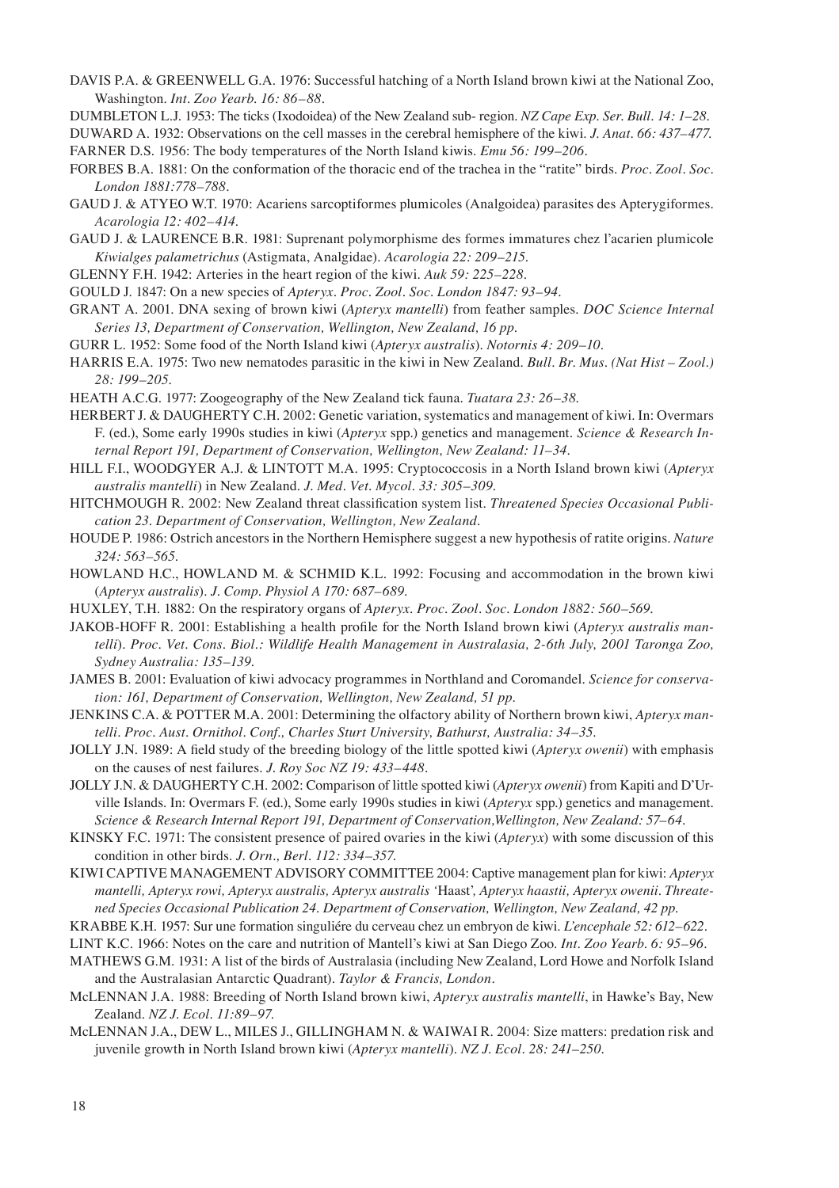DAVIS P.A. & GREENWELL G.A. 1976: Successful hatching of a North Island brown kiwi at the National Zoo, Washington. *Int. Zoo Yearb. 16: 86–88.*

DUMBLETON L.J. 1953: The ticks (Ixodoidea) of the New Zealand sub- region. *NZ Cape Exp. Ser. Bull. 14: 1–28.*

DUWARD A. 1932: Observations on the cell masses in the cerebral hemisphere of the kiwi. *J. Anat. 66: 437–477.*

FARNER D.S. 1956: The body temperatures of the North Island kiwis. *Emu 56: 199–206.*

FORBES B.A. 1881: On the conformation of the thoracic end of the trachea in the "ratite" birds. *Proc. Zool. Soc. London 1881:778–788.*

GAUD J. & ATYEO W.T. 1970: Acariens sarcoptiformes plumicoles (Analgoidea) parasites des Apterygiformes. *Acarologia 12: 402–414.*

GAUD J. & LAURENCE B.R. 1981: Suprenant polymorphisme des formes immatures chez l'acarien plumicole *Kiwialges palametrichus* (Astigmata, Analgidae). *Acarologia 22: 209–215.*

GLENNY F.H. 1942: Arteries in the heart region of the kiwi. *Auk 59: 225–228.*

GOULD J. 1847: On a new species of *Apteryx*. *Proc. Zool. Soc. London 1847: 93–94.*

GRANT A. 2001. DNA sexing of brown kiwi (*Apteryx mantelli*) from feather samples. *DOC Science Internal Series 13, Department of Conservation, Wellington, New Zealand, 16 pp.*

GURR L. 1952: Some food of the North Island kiwi (*Apteryx australis*). *Notornis 4: 209–10.*

HARRIS E.A. 1975: Two new nematodes parasitic in the kiwi in New Zealand. *Bull. Br. Mus. (Nat Hist – Zool.) 28: 199–205.*

HEATH A.C.G. 1977: Zoogeography of the New Zealand tick fauna. *Tuatara 23: 26–38.*

HERBERT J. & DAUGHERTY C.H. 2002: Genetic variation, systematics and management of kiwi. In: Overmars F. (ed.), Some early 1990s studies in kiwi (*Apteryx* spp.) genetics and management. *Science & Research Internal Report 191, Department of Conservation, Wellington, New Zealand: 11–34.*

HILL F.I., WOODGYER A.J. & LINTOTT M.A. 1995: Cryptococcosis in a North Island brown kiwi (*Apteryx australis mantelli*) in New Zealand. *J. Med. Vet. Mycol. 33: 305–309.*

HITCHMOUGH R. 2002: New Zealand threat classification system list. *Threatened Species Occasional Publication 23. Department of Conservation, Wellington, New Zealand.*

HOUDE P. 1986: Ostrich ancestors in the Northern Hemisphere suggest a new hypothesis of ratite origins. *Nature 324: 563–565.*

HOWLAND H.C., HOWLAND M. & SCHMID K.L. 1992: Focusing and accommodation in the brown kiwi (*Apteryx australis*). *J. Comp. Physiol A 170: 687–689.*

HUXLEY, T.H. 1882: On the respiratory organs of *Apteryx*. *Proc. Zool. Soc. London 1882: 560–569.*

JAKOB-HOFF R. 2001: Establishing a health profile for the North Island brown kiwi (*Apteryx australis mantelli*). *Proc. Vet. Cons. Biol.: Wildlife Health Management in Australasia, 2-6th July, 2001 Taronga Zoo, Sydney Australia: 135–139.*

JAMES B. 2001: Evaluation of kiwi advocacy programmes in Northland and Coromandel. *Science for conservation: 161, Department of Conservation, Wellington, New Zealand, 51 pp.*

JENKINS C.A. & POTTER M.A. 2001: Determining the olfactory ability of Northern brown kiwi, *Apteryx mantelli*. *Proc. Aust. Ornithol. Conf., Charles Sturt University, Bathurst, Australia: 34–35.*

JOLLY J.N. 1989: A field study of the breeding biology of the little spotted kiwi (*Apteryx owenii*) with emphasis on the causes of nest failures. *J. Roy Soc NZ 19: 433–448.*

JOLLY J.N. & DAUGHERTY C.H. 2002: Comparison of little spotted kiwi (*Apteryx owenii*) from Kapiti and D'Urville Islands. In: Overmars F. (ed.), Some early 1990s studies in kiwi (*Apteryx* spp.) genetics and management. *Science & Research Internal Report 191, Department of Conservation,Wellington, New Zealand: 57–64.*

KINSKY F.C. 1971: The consistent presence of paired ovaries in the kiwi (*Apteryx*) with some discussion of this condition in other birds. *J. Orn., Berl. 112: 334–357.*

KIWI CAPTIVE MANAGEMENT ADVISORY COMMITTEE 2004: Captive management plan for kiwi: *Apteryx mantelli, Apteryx rowi, Apteryx australis, Apteryx australis '*Haast*', Apteryx haastii, Apteryx owenii. Threatened Species Occasional Publication 24. Department of Conservation, Wellington, New Zealand, 42 pp.*

KRABBE K.H. 1957: Sur une formation singuliére du cerveau chez un embryon de kiwi. *L'encephale 52: 612–622.*

LINT K.C. 1966: Notes on the care and nutrition of Mantell's kiwi at San Diego Zoo. *Int. Zoo Yearb. 6: 95–96.*

MATHEWS G.M. 1931: A list of the birds of Australasia (including New Zealand, Lord Howe and Norfolk Island and the Australasian Antarctic Quadrant). *Taylor & Francis, London.*

McLENNAN J.A 1988: Breeding of North Island brown kiwi, *Apteryx australis mantelli*, in Hawke's Bay, New Zealand. *NZ J. Ecol. 11:89–97.*

McLENNAN J.A., DEW L., MILES J., GILLINGHAM N. & WAIWAI R. 2004: Size matters: predation risk and juvenile growth in North Island brown kiwi (*Apteryx mantelli*). *NZ J. Ecol. 28: 241–250.*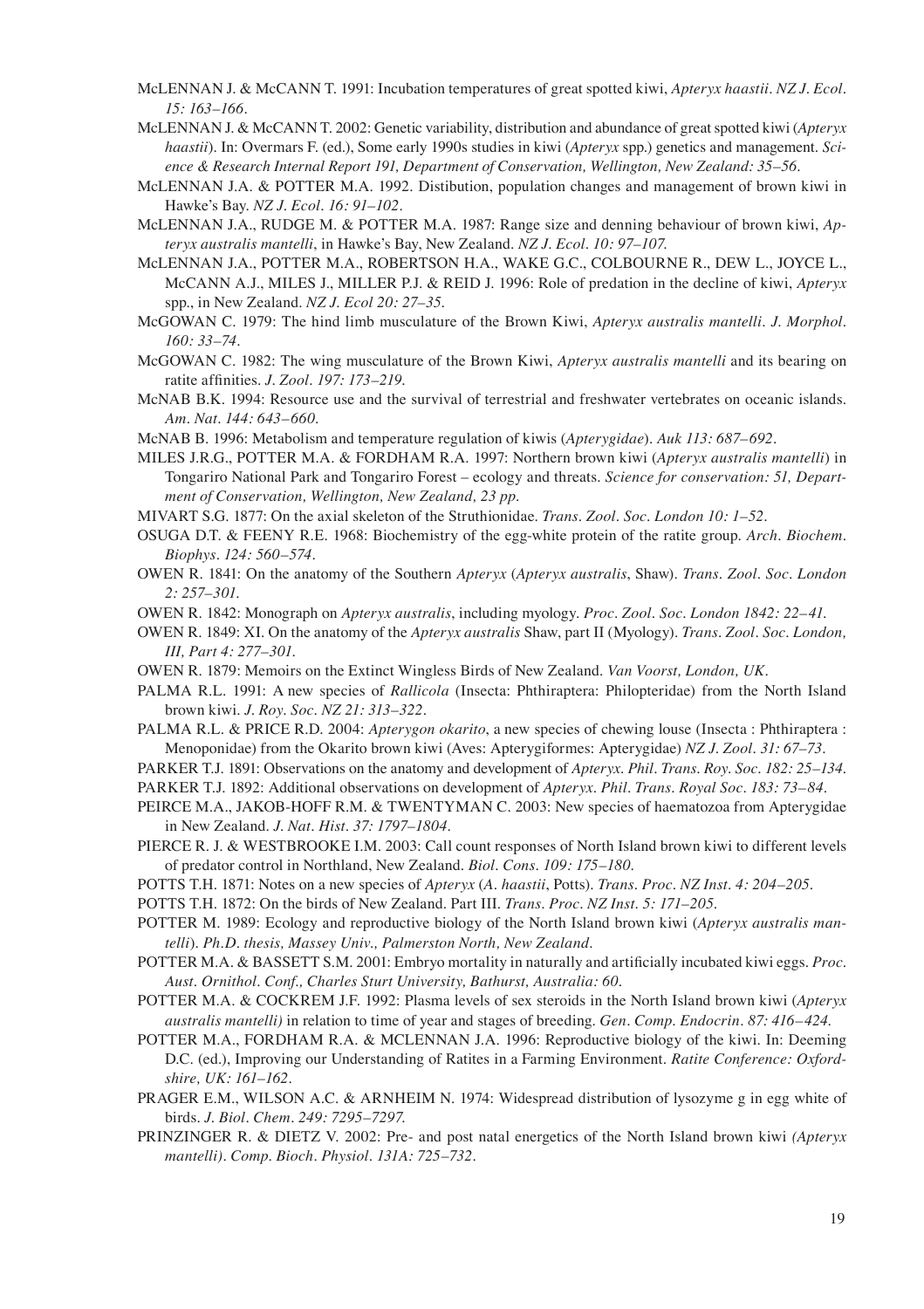McLENNAN J. & McCANN T. 1991: Incubation temperatures of great spotted kiwi, *Apteryx haastii*. *NZ J. Ecol. 15: 163–166*.

McLENNAN J. & McCANN T. 2002: Genetic variability, distribution and abundance of great spotted kiwi (*Apteryx haastii*). In: Overmars F. (ed.), Some early 1990s studies in kiwi (*Apteryx* spp.) genetics and management. *Science & Research Internal Report 191, Department of Conservation, Wellington, New Zealand: 35–56*.

McLENNAN J.A. & POTTER M.A. 1992. Distibution, population changes and management of brown kiwi in Hawke's Bay. *NZ J. Ecol. 16: 91–102*.

McLENNAN J.A., RUDGE M. & POTTER M.A. 1987: Range size and denning behaviour of brown kiwi, *Apteryx australis mantelli*, in Hawke's Bay, New Zealand. *NZ J. Ecol. 10: 97–107*.

McLENNAN J.A., POTTER M.A., ROBERTSON H.A., WAKE G.C., COLBOURNE R., DEW L., JOYCE L., McCANN A.J., MILES J., MILLER P.J. & REID J. 1996: Role of predation in the decline of kiwi, *Apteryx* spp., in New Zealand. *NZ J. Ecol 20: 27–35*.

McGOWAN C. 1979: The hind limb musculature of the Brown Kiwi, *Apteryx australis mantelli*. *J. Morphol. 160: 33–74*.

McGOWAN C. 1982: The wing musculature of the Brown Kiwi, *Apteryx australis mantelli* and its bearing on ratite affinities. *J. Zool. 197: 173–219*.

McNAB B.K. 1994: Resource use and the survival of terrestrial and freshwater vertebrates on oceanic islands. *Am. Nat. 144: 643–660*.

McNAB B. 1996: Metabolism and temperature regulation of kiwis (*Apterygidae*). *Auk 113: 687–692*.

MILES J.R.G., POTTER M.A. & FORDHAM R.A. 1997: Northern brown kiwi (*Apteryx australis mantelli*) in Tongariro National Park and Tongariro Forest – ecology and threats. *Science for conservation: 51, Department of Conservation, Wellington, New Zealand, 23 pp.*

MIVART S.G. 1877: On the axial skeleton of the Struthionidae. *Trans. Zool. Soc. London 10: 1–52*.

OSUGA D.T. & FEENY R.E. 1968: Biochemistry of the egg-white protein of the ratite group. *Arch. Biochem. Biophys. 124: 560–574*.

OWEN R. 1841: On the anatomy of the Southern *Apteryx* (*Apteryx australis*, Shaw). *Trans. Zool. Soc. London 2: 257–301*.

OWEN R. 1842: Monograph on *Apteryx australis*, including myology. *Proc. Zool. Soc. London 1842: 22–41*.

OWEN R. 1849: XI. On the anatomy of the *Apteryx australis* Shaw, part II (Myology). *Trans. Zool. Soc. London, III, Part 4: 277–301*.

OWEN R. 1879: Memoirs on the Extinct Wingless Birds of New Zealand. *Van Voorst, London, UK*.

PALMA R.L. 1991: A new species of *Rallicola* (Insecta: Phthiraptera: Philopteridae) from the North Island brown kiwi. *J. Roy. Soc. NZ 21: 313–322*.

PALMA R.L. & PRICE R.D. 2004: *Apterygon okarito*, a new species of chewing louse (Insecta : Phthiraptera : Menoponidae) from the Okarito brown kiwi (Aves: Apterygiformes: Apterygidae) *NZ J. Zool. 31: 67–73*.

PARKER T.J. 1891: Observations on the anatomy and development of *Apteryx*. *Phil. Trans. Roy. Soc. 182: 25–134*.

PARKER T.J. 1892: Additional observations on development of *Apteryx*. *Phil. Trans. Royal Soc. 183: 73–84*.

PEIRCE M.A., JAKOB-HOFF R.M. & TWENTYMAN C. 2003: New species of haematozoa from Apterygidae in New Zealand. *J. Nat. Hist. 37: 1797–1804*.

PIERCE R. J. & WESTBROOKE I.M. 2003: Call count responses of North Island brown kiwi to different levels of predator control in Northland, New Zealand. *Biol. Cons. 109: 175–180*.

POTTS T.H. 1871: Notes on a new species of *Apteryx* (*A. haastii*, Potts). *Trans. Proc. NZ Inst. 4: 204–205*.

POTTS T.H. 1872: On the birds of New Zealand. Part III. *Trans. Proc. NZ Inst. 5: 171–205*.

POTTER M. 1989: Ecology and reproductive biology of the North Island brown kiwi (*Apteryx australis mantelli*). *Ph.D. thesis, Massey Univ., Palmerston North, New Zealand*.

POTTER M.A. & BASSETT S.M. 2001: Embryo mortality in naturally and artificially incubated kiwi eggs. *Proc. Aust. Ornithol. Conf., Charles Sturt University, Bathurst, Australia: 60*.

POTTER M.A. & COCKREM J.F. 1992: Plasma levels of sex steroids in the North Island brown kiwi (*Apteryx australis mantelli)* in relation to time of year and stages of breeding. *Gen. Comp. Endocrin. 87: 416–424*.

POTTER M.A., FORDHAM R.A. & MCLENNAN J.A. 1996: Reproductive biology of the kiwi. In: Deeming D.C. (ed.), Improving our Understanding of Ratites in a Farming Environment. *Ratite Conference: Oxfordshire, UK: 161–162*.

PRAGER E.M., WILSON A.C. & ARNHEIM N. 1974: Widespread distribution of lysozyme g in egg white of birds. *J. Biol. Chem. 249: 7295–7297*.

PRINZINGER R. & DIETZ V. 2002: Pre- and post natal energetics of the North Island brown kiwi *(Apteryx mantelli)*. *Comp. Bioch. Physiol. 131A: 725–732*.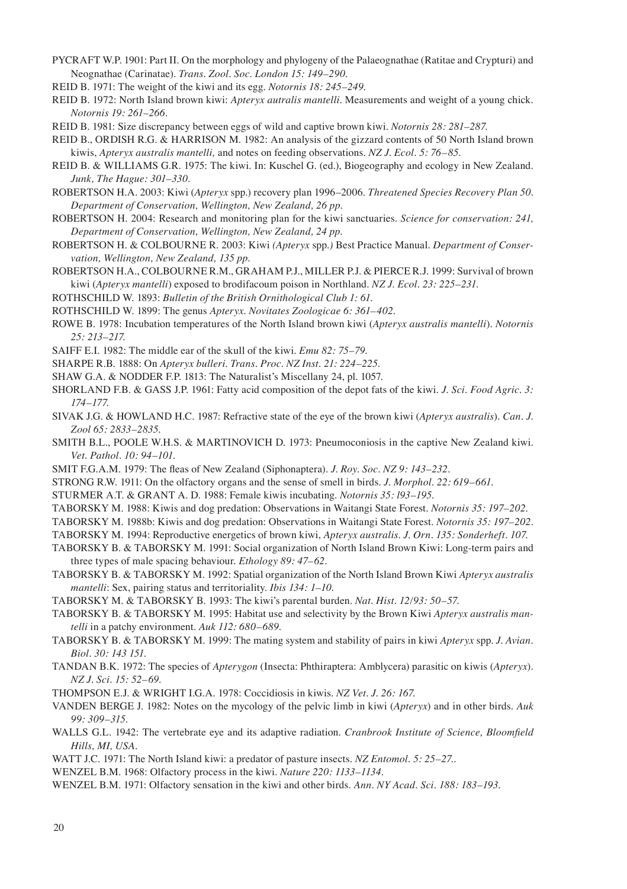PYCRAFT W.P. 1901: Part II. On the morphology and phylogeny of the Palaeognathae (Ratitae and Crypturi) and Neognathae (Carinatae). *Trans. Zool. Soc. London 15: 149–290.*

REID B. 1971: The weight of the kiwi and its egg. *Notornis 18: 245–249.*

REID B. 1972: North Island brown kiwi: *Apteryx autralis mantelli*. Measurements and weight of a young chick. *Notornis 19: 261–266.*

REID B. 1981: Size discrepancy between eggs of wild and captive brown kiwi. *Notornis 28: 281–287.*

REID B., ORDISH R.G. & HARRISON M. 1982: An analysis of the gizzard contents of 50 North Island brown kiwis, *Apteryx australis mantelli,* and notes on feeding observations. *NZ J. Ecol. 5: 76–85.*

REID B. & WILLIAMS G.R. 1975: The kiwi. In: Kuschel G. (ed.), Biogeography and ecology in New Zealand. *Junk, The Hague: 301–330.*

ROBERTSON H.A. 2003: Kiwi (*Apteryx* spp.) recovery plan 1996–2006. *Threatened Species Recovery Plan 50. Department of Conservation, Wellington, New Zealand, 26 pp.*

ROBERTSON H. 2004: Research and monitoring plan for the kiwi sanctuaries. *Science for conservation: 241, Department of Conservation, Wellington, New Zealand, 24 pp.*

ROBERTSON H. & COLBOURNE R. 2003: Kiwi *(Apteryx* spp.*)* Best Practice Manual. *Department of Conservation, Wellington, New Zealand, 135 pp.*

ROBERTSON H.A., COLBOURNE R.M., GRAHAM P.J., MILLER P.J. & PIERCE R.J. 1999: Survival of brown kiwi (*Apteryx mantelli*) exposed to brodifacoum poison in Northland. *NZ J. Ecol. 23: 225–231.*

ROTHSCHILD W. 1893: *Bulletin of the British Ornithological Club 1: 61.*

ROTHSCHILD W. 1899: The genus *Apteryx*. *Novitates Zoologicae 6: 361–402.*

ROWE B. 1978: Incubation temperatures of the North Island brown kiwi (*Apteryx australis mantelli*). *Notornis 25: 213–217.*

SAIFF E.I. 1982: The middle ear of the skull of the kiwi. *Emu 82: 75–79.*

SHARPE R.B. 1888: On *Apteryx bulleri*. *Trans. Proc. NZ Inst. 21: 224–225.*

SHAW G.A. & NODDER F.P. 1813: The Naturalist's Miscellany 24, pl. 1057.

SHORLAND F.B. & GASS J.P. 1961: Fatty acid composition of the depot fats of the kiwi. *J. Sci. Food Agric. 3: 174–177.*

SIVAK J.G. & HOWLAND H.C. 1987: Refractive state of the eye of the brown kiwi (*Apteryx australis*). *Can. J. Zool 65: 2833–2835.*

SMITH B.L., POOLE W.H.S. & MARTINOVICH D. 1973: Pneumoconiosis in the captive New Zealand kiwi. *Vet. Pathol. 10: 94–101.*

SMIT F.G.A.M. 1979: The fleas of New Zealand (Siphonaptera). *J. Roy. Soc. NZ 9: 143–232.*

STRONG R.W. 1911: On the olfactory organs and the sense of smell in birds. *J. Morphol. 22: 619–661.*

STURMER A.T. & GRANT A. D. 1988: Female kiwis incubating. *Notornis 35: l93–195.*

TABORSKY M. 1988: Kiwis and dog predation: Observations in Waitangi State Forest. *Notornis 35: 197–202.*

TABORSKY M. 1988b: Kiwis and dog predation: Observations in Waitangi State Forest. *Notornis 35: 197–202.*

TABORSKY M. 1994: Reproductive energetics of brown kiwi, *Apteryx australis*. *J. Orn. 135: Sonderheft. 107.*

TABORSKY B. & TABORSKY M. 1991: Social organization of North Island Brown Kiwi: Long-term pairs and three types of male spacing behaviour. *Ethology 89: 47–62.*

TABORSKY B. & TABORSKY M. 1992: Spatial organization of the North Island Brown Kiwi *Apteryx australis mantelli*: Sex, pairing status and territoriality. *Ibis 134: 1–10.*

TABORSKY M. & TABORSKY B. 1993: The kiwi's parental burden. *Nat. Hist. 12/93: 50–57.*

TABORSKY B. & TABORSKY M. 1995: Habitat use and selectivity by the Brown Kiwi *Apteryx australis mantelli* in a patchy environment. *Auk 112: 680–689.*

TABORSKY B. & TABORSKY M. 1999: The mating system and stability of pairs in kiwi *Apteryx* spp. *J. Avian. Biol. 30: 143 151.*

TANDAN B.K. 1972: The species of *Apterygon* (Insecta: Phthiraptera: Amblycera) parasitic on kiwis (*Apteryx*). *NZ J. Sci. 15: 52–69.*

THOMPSON E.J. & WRIGHT I.G.A. 1978: Coccidiosis in kiwis. *NZ Vet. J. 26: 167.*

VANDEN BERGE J. 1982: Notes on the mycology of the pelvic limb in kiwi (*Apteryx*) and in other birds. *Auk 99: 309–315.*

WALLS G.L. 1942: The vertebrate eye and its adaptive radiation. *Cranbrook Institute of Science, Bloomfield Hills, MI, USA.*

WATT J.C. 1971: The North Island kiwi: a predator of pasture insects. *NZ Entomol. 5: 25–27.*.

WENZEL B.M. 1968: Olfactory process in the kiwi. *Nature 220: 1133–1134.*

WENZEL B.M. 1971: Olfactory sensation in the kiwi and other birds. *Ann. NY Acad. Sci. 188: 183–193.*